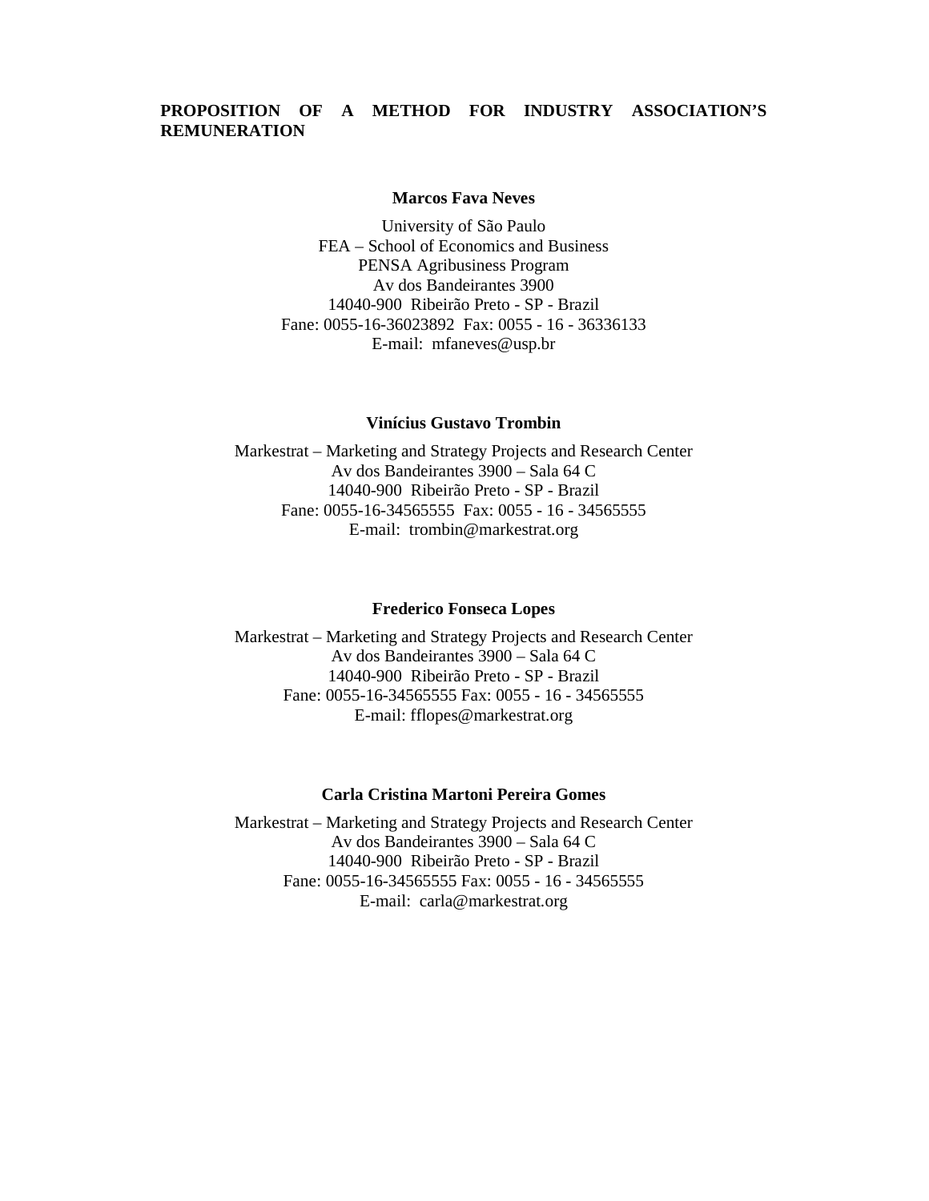# PROPOSITION OF A METHOD FOR INDUSTRY ASSOCIATION'S REMUNERATION

**Marcos Fava Neves**

University of São Paulo
FEA – School of Economics and Business
PENSA Agribusiness Program
Av dos Bandeirantes 3900
14040-900 Ribeirão Preto - SP - Brazil
Fane: 0055-16-36023892 Fax: 0055 - 16 - 36336133
E-mail: mfaneves@usp.br

**Vinícius Gustavo Trombin**

Markestrat – Marketing and Strategy Projects and Research Center
Av dos Bandeirantes 3900 – Sala 64 C
14040-900 Ribeirão Preto - SP - Brazil
Fane: 0055-16-34565555 Fax: 0055 - 16 - 34565555
E-mail: trombin@markestrat.org

**Frederico Fonseca Lopes**

Markestrat – Marketing and Strategy Projects and Research Center
Av dos Bandeirantes 3900 – Sala 64 C
14040-900 Ribeirão Preto - SP - Brazil
Fane: 0055-16-34565555 Fax: 0055 - 16 - 34565555
E-mail: fflopes@markestrat.org

**Carla Cristina Martoni Pereira Gomes**

Markestrat – Marketing and Strategy Projects and Research Center
Av dos Bandeirantes 3900 – Sala 64 C
14040-900 Ribeirão Preto - SP - Brazil
Fane: 0055-16-34565555 Fax: 0055 - 16 - 34565555
E-mail: carla@markestrat.org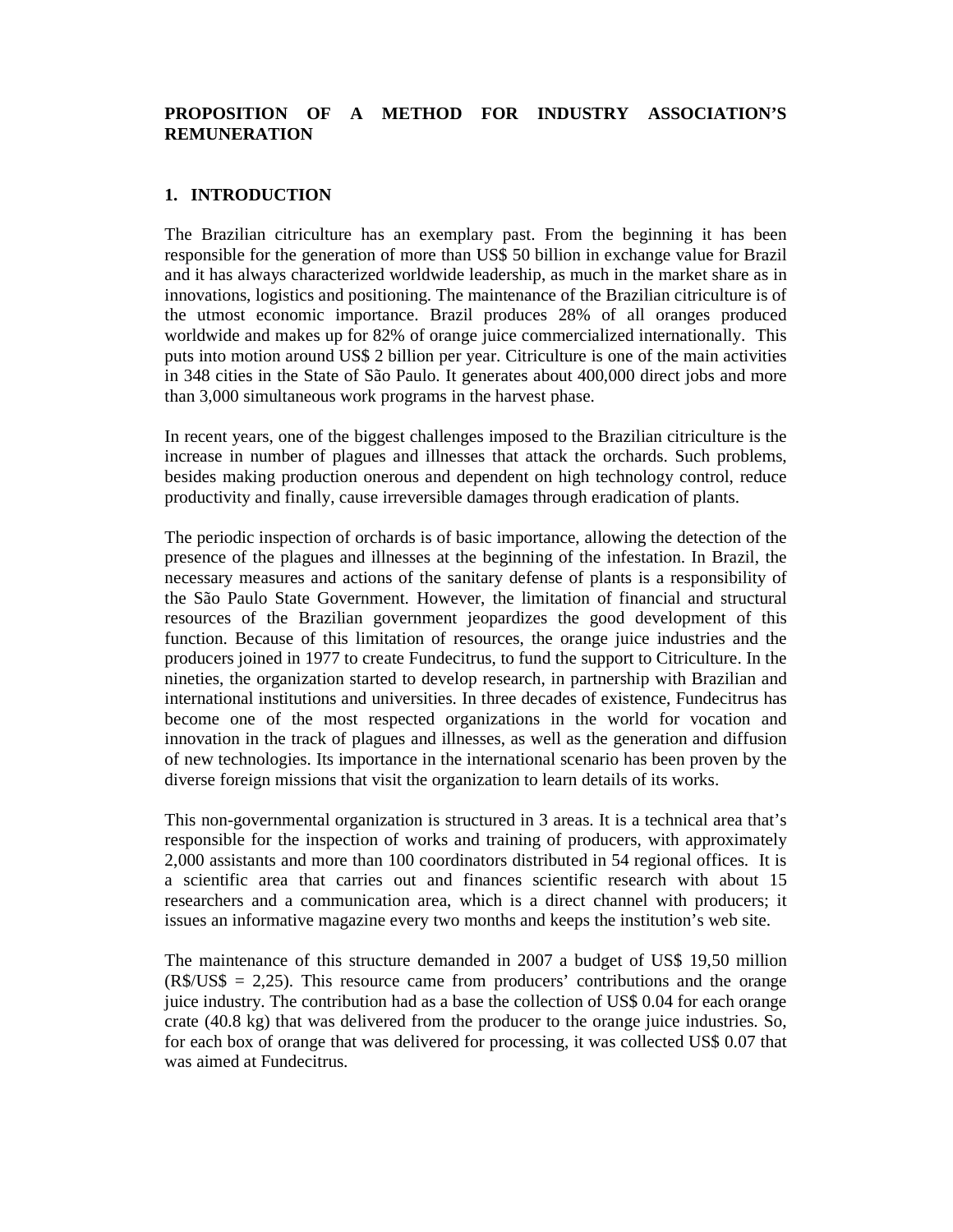# PROPOSITION OF A METHOD FOR INDUSTRY ASSOCIATION'S REMUNERATION

## 1. INTRODUCTION

The Brazilian citriculture has an exemplary past. From the beginning it has been responsible for the generation of more than US$ 50 billion in exchange value for Brazil and it has always characterized worldwide leadership, as much in the market share as in innovations, logistics and positioning. The maintenance of the Brazilian citriculture is of the utmost economic importance. Brazil produces 28% of all oranges produced worldwide and makes up for 82% of orange juice commercialized internationally. This puts into motion around US$ 2 billion per year. Citriculture is one of the main activities in 348 cities in the State of São Paulo. It generates about 400,000 direct jobs and more than 3,000 simultaneous work programs in the harvest phase.

In recent years, one of the biggest challenges imposed to the Brazilian citriculture is the increase in number of plagues and illnesses that attack the orchards. Such problems, besides making production onerous and dependent on high technology control, reduce productivity and finally, cause irreversible damages through eradication of plants.

The periodic inspection of orchards is of basic importance, allowing the detection of the presence of the plagues and illnesses at the beginning of the infestation. In Brazil, the necessary measures and actions of the sanitary defense of plants is a responsibility of the São Paulo State Government. However, the limitation of financial and structural resources of the Brazilian government jeopardizes the good development of this function. Because of this limitation of resources, the orange juice industries and the producers joined in 1977 to create Fundecitrus, to fund the support to Citriculture. In the nineties, the organization started to develop research, in partnership with Brazilian and international institutions and universities. In three decades of existence, Fundecitrus has become one of the most respected organizations in the world for vocation and innovation in the track of plagues and illnesses, as well as the generation and diffusion of new technologies. Its importance in the international scenario has been proven by the diverse foreign missions that visit the organization to learn details of its works.

This non-governmental organization is structured in 3 areas. It is a technical area that's responsible for the inspection of works and training of producers, with approximately 2,000 assistants and more than 100 coordinators distributed in 54 regional offices. It is a scientific area that carries out and finances scientific research with about 15 researchers and a communication area, which is a direct channel with producers; it issues an informative magazine every two months and keeps the institution's web site.

The maintenance of this structure demanded in 2007 a budget of US$ 19,50 million (R$/US$ = 2,25). This resource came from producers' contributions and the orange juice industry. The contribution had as a base the collection of US$ 0.04 for each orange crate (40.8 kg) that was delivered from the producer to the orange juice industries. So, for each box of orange that was delivered for processing, it was collected US$ 0.07 that was aimed at Fundecitrus.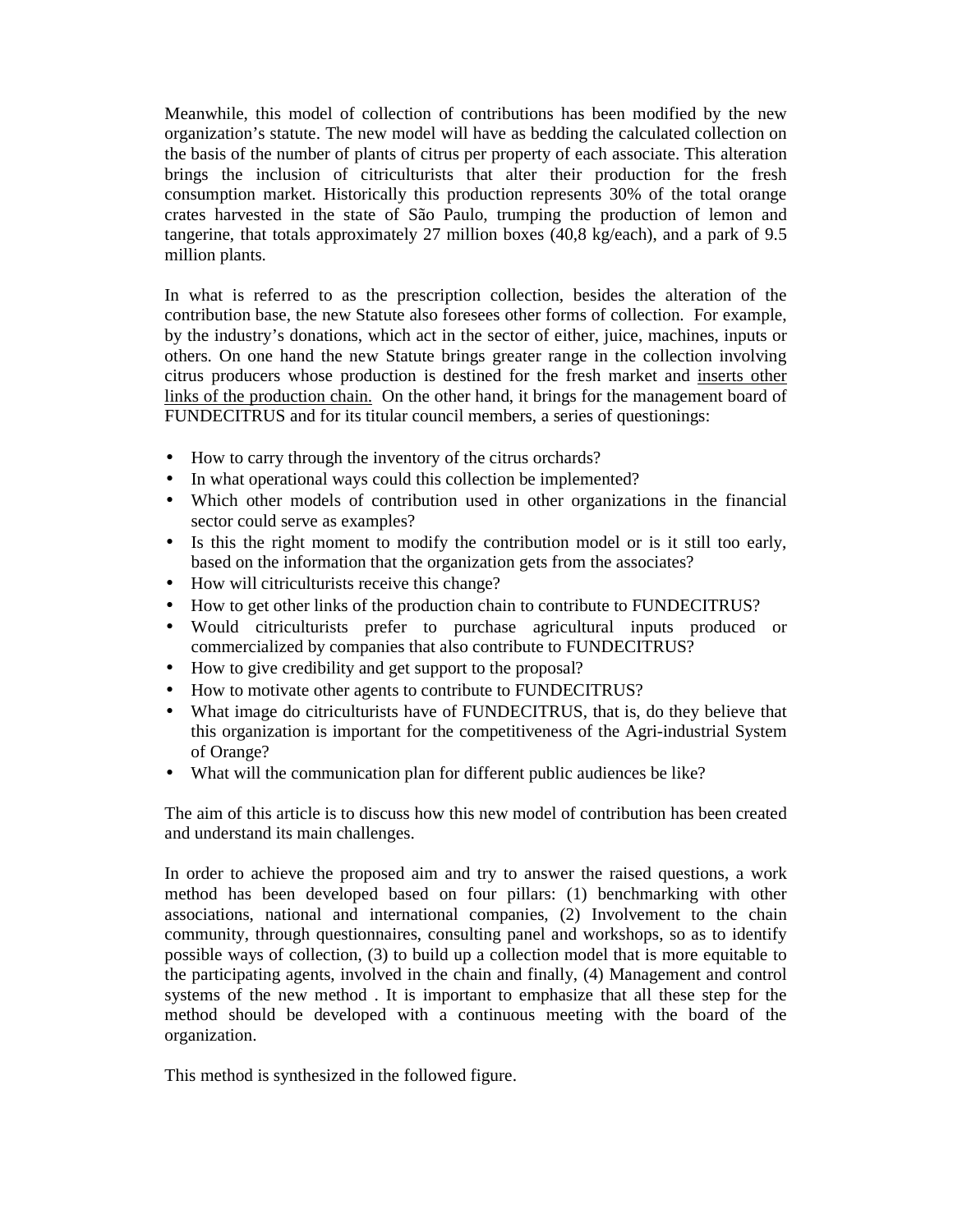Meanwhile, this model of collection of contributions has been modified by the new organization's statute. The new model will have as bedding the calculated collection on the basis of the number of plants of citrus per property of each associate. This alteration brings the inclusion of citriculturists that alter their production for the fresh consumption market. Historically this production represents 30% of the total orange crates harvested in the state of São Paulo, trumping the production of lemon and tangerine, that totals approximately 27 million boxes (40,8 kg/each), and a park of 9.5 million plants.

In what is referred to as the prescription collection, besides the alteration of the contribution base, the new Statute also foresees other forms of collection. For example, by the industry's donations, which act in the sector of either, juice, machines, inputs or others. On one hand the new Statute brings greater range in the collection involving citrus producers whose production is destined for the fresh market and <u>inserts other links of the production chain.</u> On the other hand, it brings for the management board of FUNDECITRUS and for its titular council members, a series of questionings:

- How to carry through the inventory of the citrus orchards?
- In what operational ways could this collection be implemented?
- Which other models of contribution used in other organizations in the financial sector could serve as examples?
- Is this the right moment to modify the contribution model or is it still too early, based on the information that the organization gets from the associates?
- How will citriculturists receive this change?
- How to get other links of the production chain to contribute to FUNDECITRUS?
- Would citriculturists prefer to purchase agricultural inputs produced or commercialized by companies that also contribute to FUNDECITRUS?
- How to give credibility and get support to the proposal?
- How to motivate other agents to contribute to FUNDECITRUS?
- What image do citriculturists have of FUNDECITRUS, that is, do they believe that this organization is important for the competitiveness of the Agri-industrial System of Orange?
- What will the communication plan for different public audiences be like?

The aim of this article is to discuss how this new model of contribution has been created and understand its main challenges.

In order to achieve the proposed aim and try to answer the raised questions, a work method has been developed based on four pillars: (1) benchmarking with other associations, national and international companies, (2) Involvement to the chain community, through questionnaires, consulting panel and workshops, so as to identify possible ways of collection, (3) to build up a collection model that is more equitable to the participating agents, involved in the chain and finally, (4) Management and control systems of the new method . It is important to emphasize that all these step for the method should be developed with a continuous meeting with the board of the organization.

This method is synthesized in the followed figure.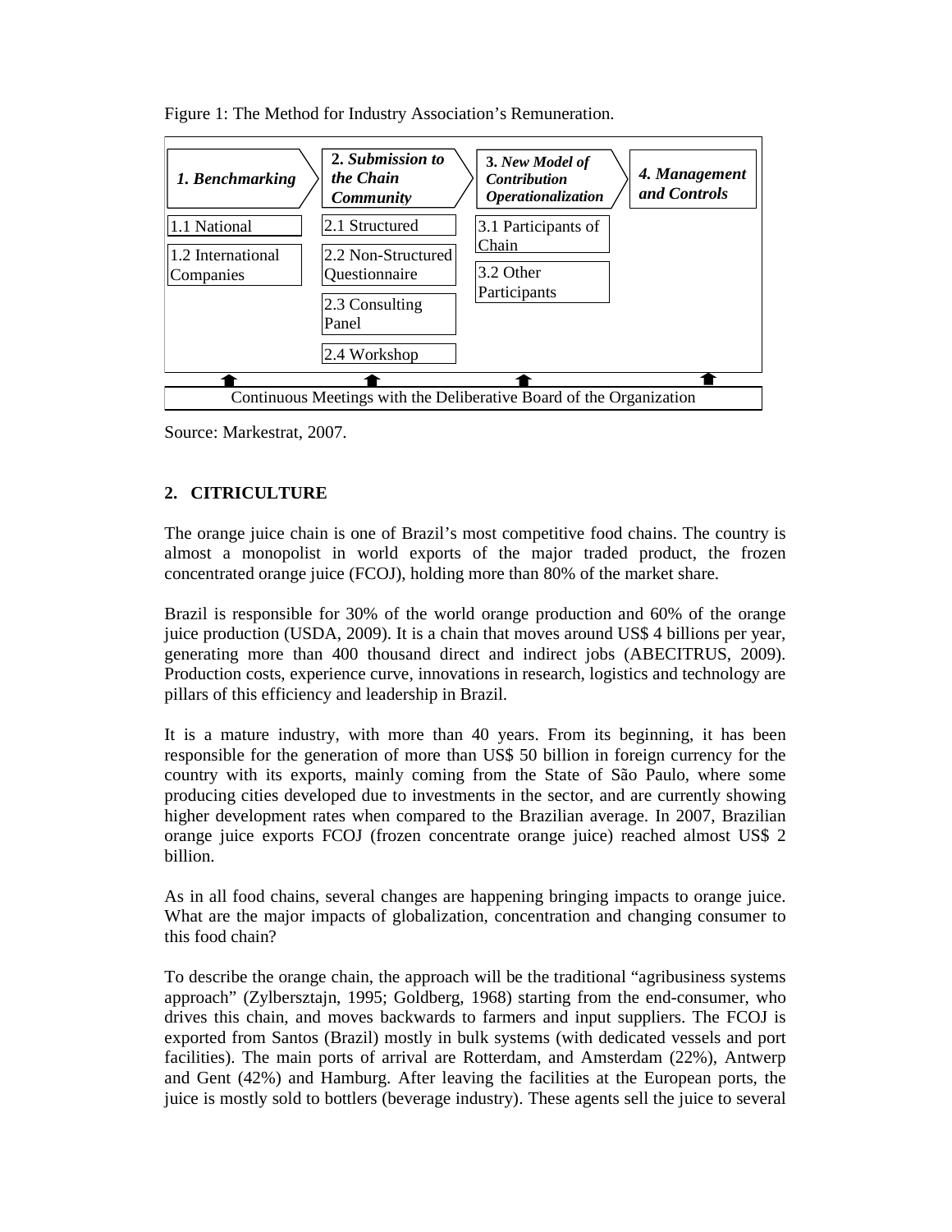Figure 1: The Method for Industry Association's Remuneration.

| ***1. Benchmarking*** | **2.** ***Submission to the Chain Community*** | **3.** ***New Model of Contribution Operationalization*** | ***4. Management and Controls*** |
|---|---|---|---|
| 1.1 National | 2.1 Structured | 3.1 Participants of Chain | |
| 1.2 International Companies | 2.2 Non-Structured Questionnaire | 3.2 Other Participants | |
| | 2.3 Consulting Panel | | |
| | 2.4 Workshop | | |
| Continuous Meetings with the Deliberative Board of the Organization | | | |

Source: Markestrat, 2007.

## 2. CITRICULTURE

The orange juice chain is one of Brazil's most competitive food chains. The country is almost a monopolist in world exports of the major traded product, the frozen concentrated orange juice (FCOJ), holding more than 80% of the market share.

Brazil is responsible for 30% of the world orange production and 60% of the orange juice production (USDA, 2009). It is a chain that moves around US$ 4 billions per year, generating more than 400 thousand direct and indirect jobs (ABECITRUS, 2009). Production costs, experience curve, innovations in research, logistics and technology are pillars of this efficiency and leadership in Brazil.

It is a mature industry, with more than 40 years. From its beginning, it has been responsible for the generation of more than US$ 50 billion in foreign currency for the country with its exports, mainly coming from the State of São Paulo, where some producing cities developed due to investments in the sector, and are currently showing higher development rates when compared to the Brazilian average. In 2007, Brazilian orange juice exports FCOJ (frozen concentrate orange juice) reached almost US$ 2 billion.

As in all food chains, several changes are happening bringing impacts to orange juice. What are the major impacts of globalization, concentration and changing consumer to this food chain?

To describe the orange chain, the approach will be the traditional "agribusiness systems approach" (Zylbersztajn, 1995; Goldberg, 1968) starting from the end-consumer, who drives this chain, and moves backwards to farmers and input suppliers. The FCOJ is exported from Santos (Brazil) mostly in bulk systems (with dedicated vessels and port facilities). The main ports of arrival are Rotterdam, and Amsterdam (22%), Antwerp and Gent (42%) and Hamburg. After leaving the facilities at the European ports, the juice is mostly sold to bottlers (beverage industry). These agents sell the juice to several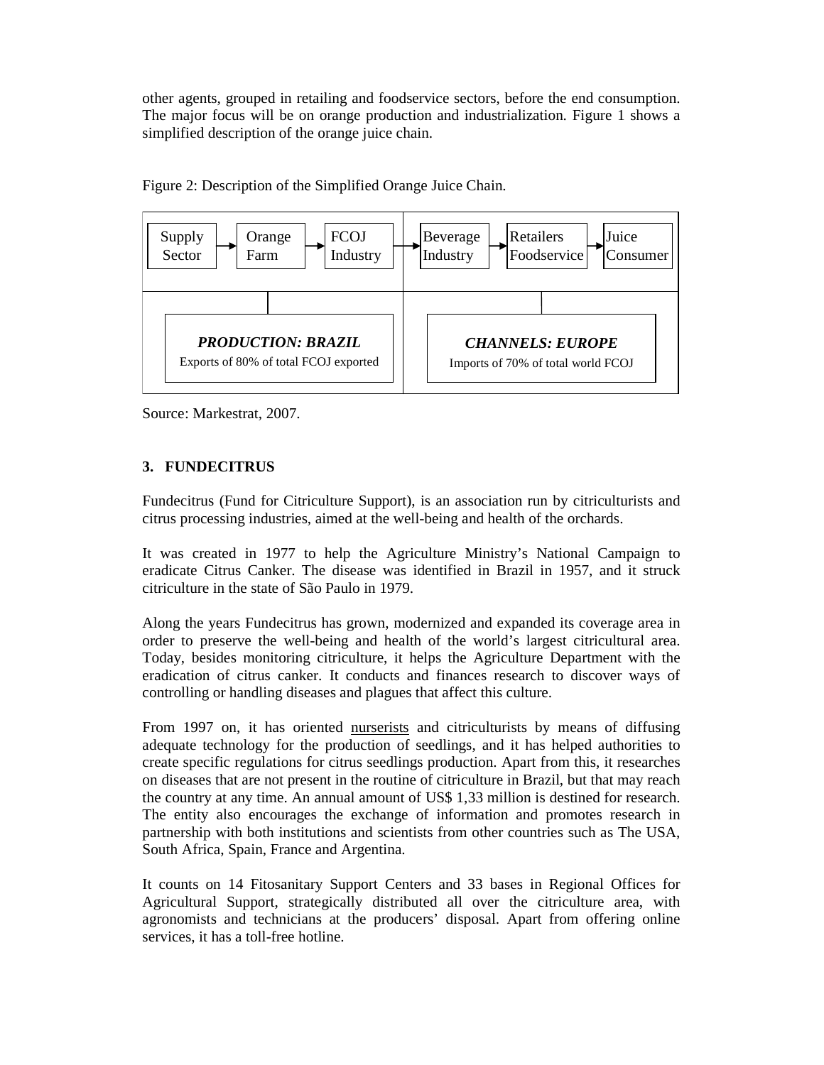other agents, grouped in retailing and foodservice sectors, before the end consumption. The major focus will be on orange production and industrialization. Figure 1 shows a simplified description of the orange juice chain.

Figure 2: Description of the Simplified Orange Juice Chain.

| Supply Sector → | Orange Farm → | FCOJ Industry → | Beverage Industry → | Retailers Foodservice → | Juice Consumer |
|---|---|---|---|---|---|
| ***PRODUCTION: BRAZIL*** Exports of 80% of total FCOJ exported | | | ***CHANNELS: EUROPE*** Imports of 70% of total world FCOJ | | |

Source: Markestrat, 2007.

## 3. FUNDECITRUS

Fundecitrus (Fund for Citriculture Support), is an association run by citriculturists and citrus processing industries, aimed at the well-being and health of the orchards.

It was created in 1977 to help the Agriculture Ministry's National Campaign to eradicate Citrus Canker. The disease was identified in Brazil in 1957, and it struck citriculture in the state of São Paulo in 1979.

Along the years Fundecitrus has grown, modernized and expanded its coverage area in order to preserve the well-being and health of the world's largest citricultural area. Today, besides monitoring citriculture, it helps the Agriculture Department with the eradication of citrus canker. It conducts and finances research to discover ways of controlling or handling diseases and plagues that affect this culture.

From 1997 on, it has oriented nurserists and citriculturists by means of diffusing adequate technology for the production of seedlings, and it has helped authorities to create specific regulations for citrus seedlings production. Apart from this, it researches on diseases that are not present in the routine of citriculture in Brazil, but that may reach the country at any time. An annual amount of US$ 1,33 million is destined for research. The entity also encourages the exchange of information and promotes research in partnership with both institutions and scientists from other countries such as The USA, South Africa, Spain, France and Argentina.

It counts on 14 Fitosanitary Support Centers and 33 bases in Regional Offices for Agricultural Support, strategically distributed all over the citriculture area, with agronomists and technicians at the producers' disposal. Apart from offering online services, it has a toll-free hotline.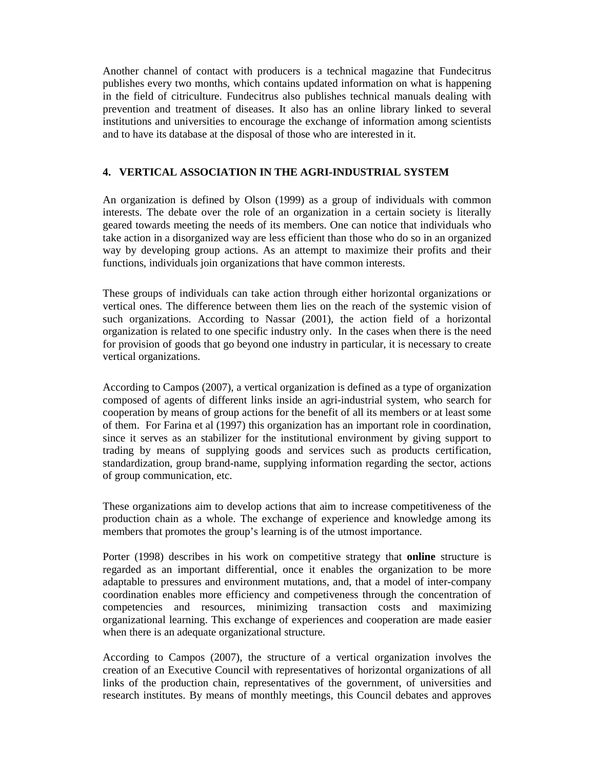Another channel of contact with producers is a technical magazine that Fundecitrus publishes every two months, which contains updated information on what is happening in the field of citriculture. Fundecitrus also publishes technical manuals dealing with prevention and treatment of diseases. It also has an online library linked to several institutions and universities to encourage the exchange of information among scientists and to have its database at the disposal of those who are interested in it.

## 4. VERTICAL ASSOCIATION IN THE AGRI-INDUSTRIAL SYSTEM

An organization is defined by Olson (1999) as a group of individuals with common interests. The debate over the role of an organization in a certain society is literally geared towards meeting the needs of its members. One can notice that individuals who take action in a disorganized way are less efficient than those who do so in an organized way by developing group actions. As an attempt to maximize their profits and their functions, individuals join organizations that have common interests.

These groups of individuals can take action through either horizontal organizations or vertical ones. The difference between them lies on the reach of the systemic vision of such organizations. According to Nassar (2001), the action field of a horizontal organization is related to one specific industry only. In the cases when there is the need for provision of goods that go beyond one industry in particular, it is necessary to create vertical organizations.

According to Campos (2007), a vertical organization is defined as a type of organization composed of agents of different links inside an agri-industrial system, who search for cooperation by means of group actions for the benefit of all its members or at least some of them. For Farina et al (1997) this organization has an important role in coordination, since it serves as an stabilizer for the institutional environment by giving support to trading by means of supplying goods and services such as products certification, standardization, group brand-name, supplying information regarding the sector, actions of group communication, etc.

These organizations aim to develop actions that aim to increase competitiveness of the production chain as a whole. The exchange of experience and knowledge among its members that promotes the group's learning is of the utmost importance.

Porter (1998) describes in his work on competitive strategy that **online** structure is regarded as an important differential, once it enables the organization to be more adaptable to pressures and environment mutations, and, that a model of inter-company coordination enables more efficiency and competiveness through the concentration of competencies and resources, minimizing transaction costs and maximizing organizational learning. This exchange of experiences and cooperation are made easier when there is an adequate organizational structure.

According to Campos (2007), the structure of a vertical organization involves the creation of an Executive Council with representatives of horizontal organizations of all links of the production chain, representatives of the government, of universities and research institutes. By means of monthly meetings, this Council debates and approves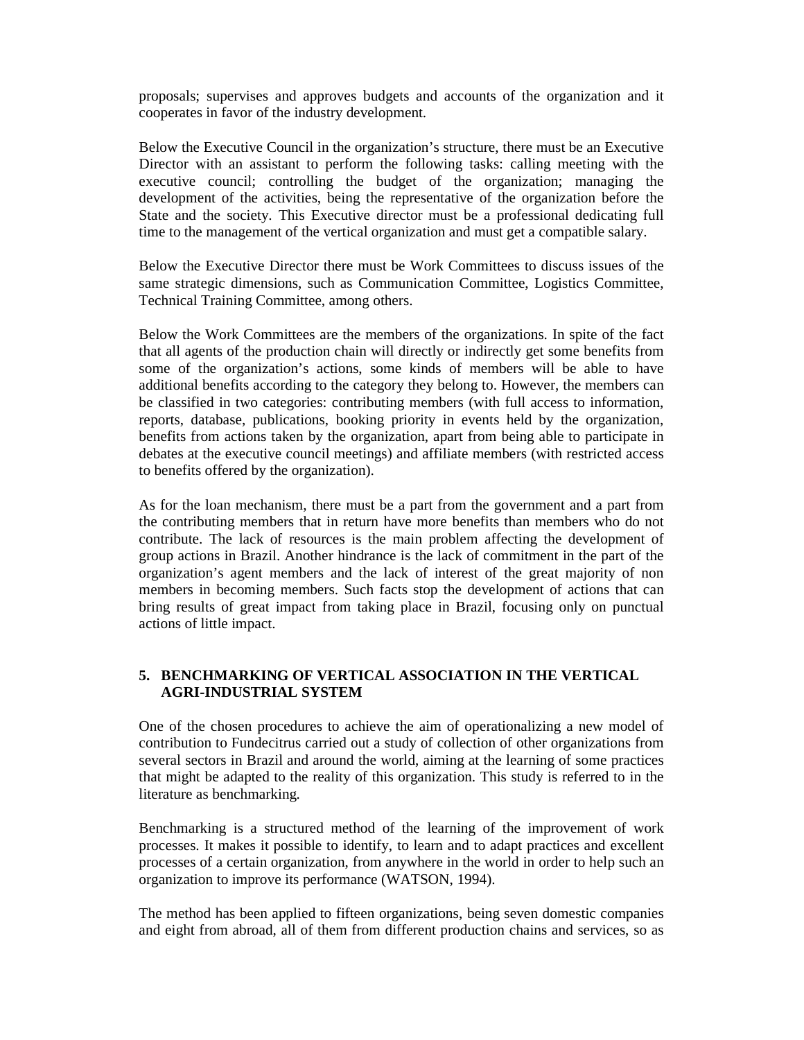proposals; supervises and approves budgets and accounts of the organization and it cooperates in favor of the industry development.

Below the Executive Council in the organization's structure, there must be an Executive Director with an assistant to perform the following tasks: calling meeting with the executive council; controlling the budget of the organization; managing the development of the activities, being the representative of the organization before the State and the society. This Executive director must be a professional dedicating full time to the management of the vertical organization and must get a compatible salary.

Below the Executive Director there must be Work Committees to discuss issues of the same strategic dimensions, such as Communication Committee, Logistics Committee, Technical Training Committee, among others.

Below the Work Committees are the members of the organizations. In spite of the fact that all agents of the production chain will directly or indirectly get some benefits from some of the organization's actions, some kinds of members will be able to have additional benefits according to the category they belong to. However, the members can be classified in two categories: contributing members (with full access to information, reports, database, publications, booking priority in events held by the organization, benefits from actions taken by the organization, apart from being able to participate in debates at the executive council meetings) and affiliate members (with restricted access to benefits offered by the organization).

As for the loan mechanism, there must be a part from the government and a part from the contributing members that in return have more benefits than members who do not contribute. The lack of resources is the main problem affecting the development of group actions in Brazil. Another hindrance is the lack of commitment in the part of the organization's agent members and the lack of interest of the great majority of non members in becoming members. Such facts stop the development of actions that can bring results of great impact from taking place in Brazil, focusing only on punctual actions of little impact.

## 5. BENCHMARKING OF VERTICAL ASSOCIATION IN THE VERTICAL AGRI-INDUSTRIAL SYSTEM

One of the chosen procedures to achieve the aim of operationalizing a new model of contribution to Fundecitrus carried out a study of collection of other organizations from several sectors in Brazil and around the world, aiming at the learning of some practices that might be adapted to the reality of this organization. This study is referred to in the literature as benchmarking.

Benchmarking is a structured method of the learning of the improvement of work processes. It makes it possible to identify, to learn and to adapt practices and excellent processes of a certain organization, from anywhere in the world in order to help such an organization to improve its performance (WATSON, 1994).

The method has been applied to fifteen organizations, being seven domestic companies and eight from abroad, all of them from different production chains and services, so as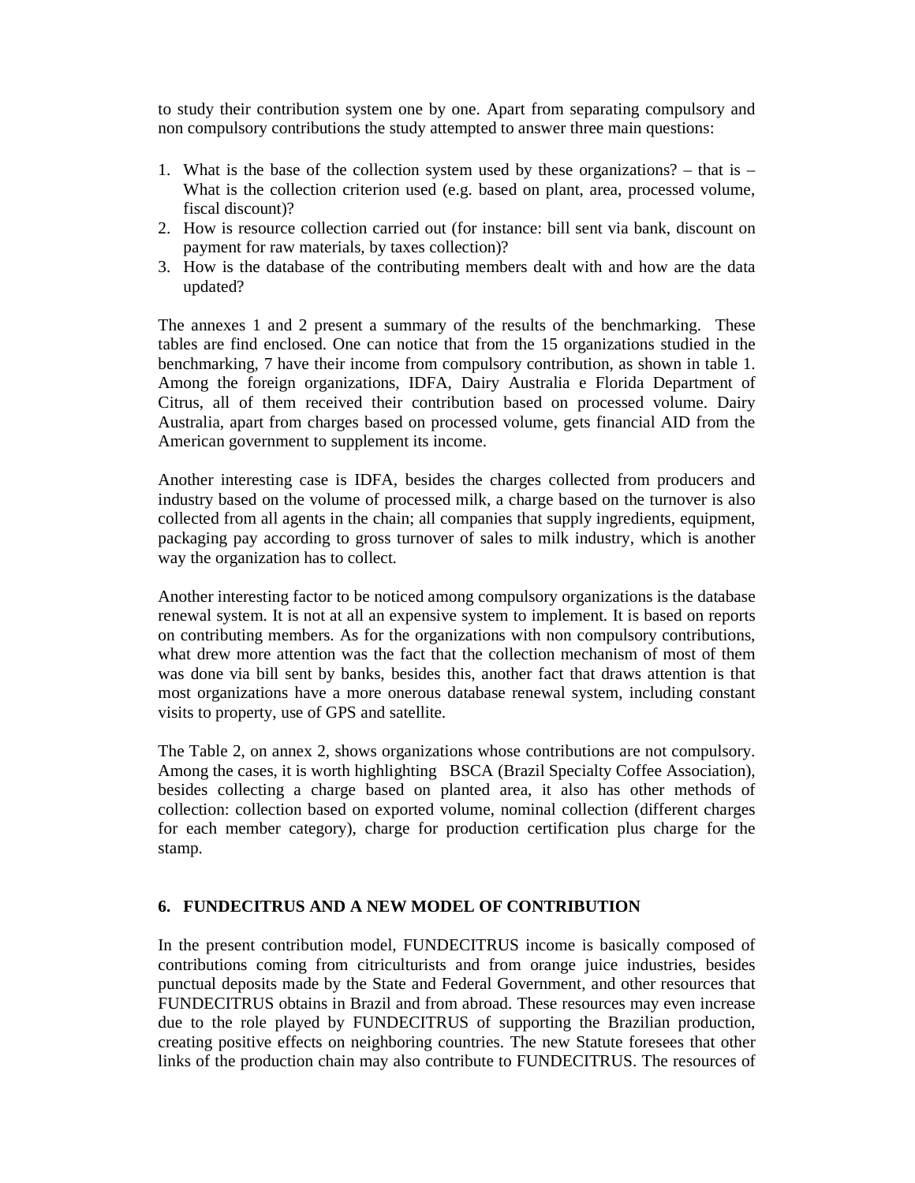to study their contribution system one by one. Apart from separating compulsory and non compulsory contributions the study attempted to answer three main questions:

1. What is the base of the collection system used by these organizations? – that is – What is the collection criterion used (e.g. based on plant, area, processed volume, fiscal discount)?
2. How is resource collection carried out (for instance: bill sent via bank, discount on payment for raw materials, by taxes collection)?
3. How is the database of the contributing members dealt with and how are the data updated?

The annexes 1 and 2 present a summary of the results of the benchmarking. These tables are find enclosed. One can notice that from the 15 organizations studied in the benchmarking, 7 have their income from compulsory contribution, as shown in table 1. Among the foreign organizations, IDFA, Dairy Australia e Florida Department of Citrus, all of them received their contribution based on processed volume. Dairy Australia, apart from charges based on processed volume, gets financial AID from the American government to supplement its income.

Another interesting case is IDFA, besides the charges collected from producers and industry based on the volume of processed milk, a charge based on the turnover is also collected from all agents in the chain; all companies that supply ingredients, equipment, packaging pay according to gross turnover of sales to milk industry, which is another way the organization has to collect.

Another interesting factor to be noticed among compulsory organizations is the database renewal system. It is not at all an expensive system to implement. It is based on reports on contributing members. As for the organizations with non compulsory contributions, what drew more attention was the fact that the collection mechanism of most of them was done via bill sent by banks, besides this, another fact that draws attention is that most organizations have a more onerous database renewal system, including constant visits to property, use of GPS and satellite.

The Table 2, on annex 2, shows organizations whose contributions are not compulsory. Among the cases, it is worth highlighting BSCA (Brazil Specialty Coffee Association), besides collecting a charge based on planted area, it also has other methods of collection: collection based on exported volume, nominal collection (different charges for each member category), charge for production certification plus charge for the stamp.

## 6. FUNDECITRUS AND A NEW MODEL OF CONTRIBUTION

In the present contribution model, FUNDECITRUS income is basically composed of contributions coming from citriculturists and from orange juice industries, besides punctual deposits made by the State and Federal Government, and other resources that FUNDECITRUS obtains in Brazil and from abroad. These resources may even increase due to the role played by FUNDECITRUS of supporting the Brazilian production, creating positive effects on neighboring countries. The new Statute foresees that other links of the production chain may also contribute to FUNDECITRUS. The resources of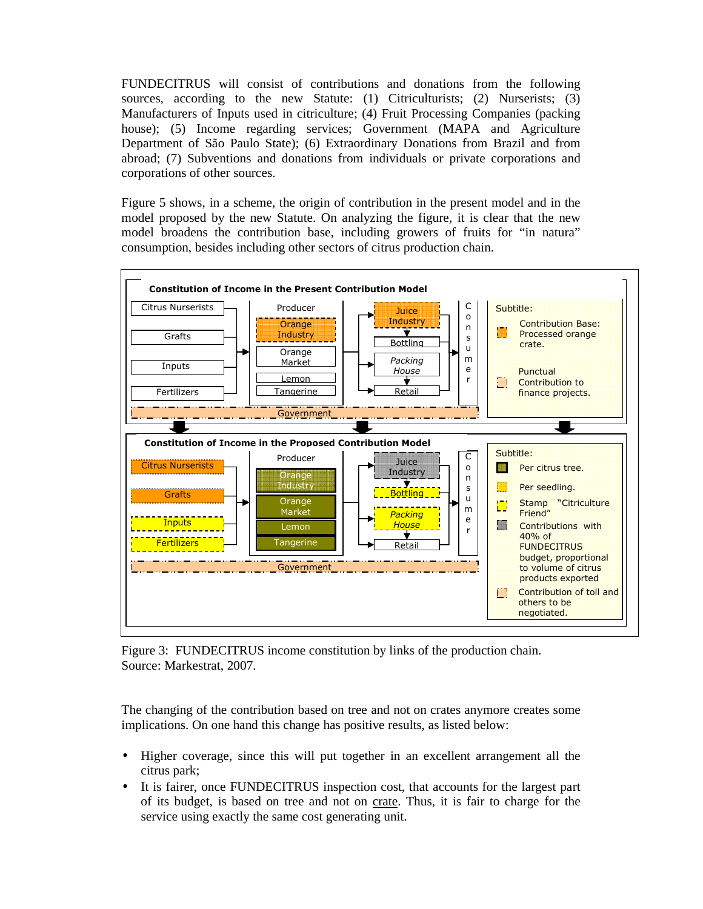FUNDECITRUS will consist of contributions and donations from the following sources, according to the new Statute: (1) Citriculturists; (2) Nurserists; (3) Manufacturers of Inputs used in citriculture; (4) Fruit Processing Companies (packing house); (5) Income regarding services; Government (MAPA and Agriculture Department of São Paulo State); (6) Extraordinary Donations from Brazil and from abroad; (7) Subventions and donations from individuals or private corporations and corporations of other sources.

Figure 5 shows, in a scheme, the origin of contribution in the present model and in the model proposed by the new Statute. On analyzing the figure, it is clear that the new model broadens the contribution base, including growers of fruits for "in natura" consumption, besides including other sectors of citrus production chain.

Figure 3: FUNDECITRUS income constitution by links of the production chain.
Source: Markestrat, 2007.

The changing of the contribution based on tree and not on crates anymore creates some implications. On one hand this change has positive results, as listed below:

- Higher coverage, since this will put together in an excellent arrangement all the citrus park;
- It is fairer, once FUNDECITRUS inspection cost, that accounts for the largest part of its budget, is based on tree and not on crate. Thus, it is fair to charge for the service using exactly the same cost generating unit.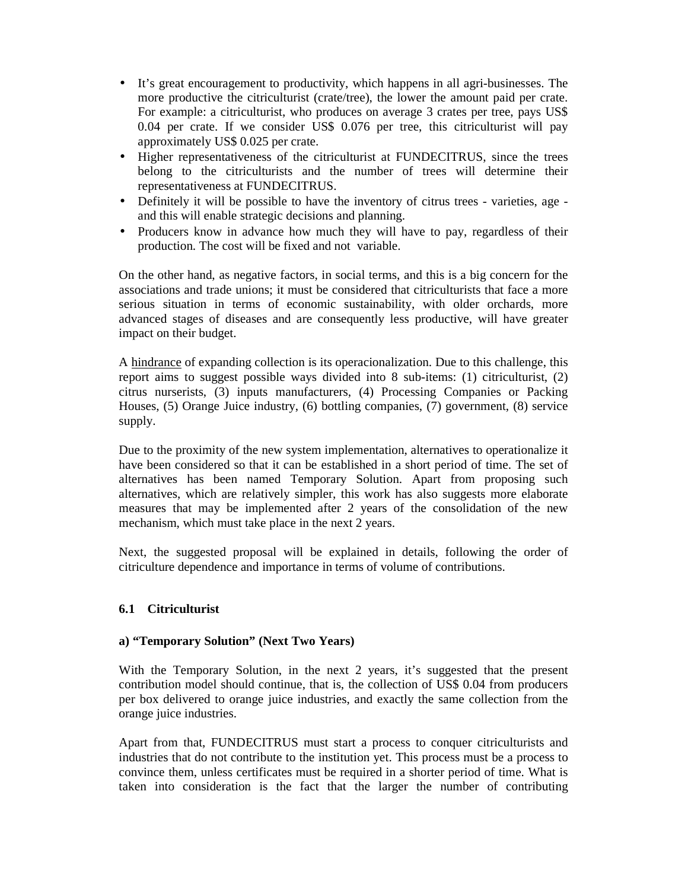- It's great encouragement to productivity, which happens in all agri-businesses. The more productive the citriculturist (crate/tree), the lower the amount paid per crate. For example: a citriculturist, who produces on average 3 crates per tree, pays US$ 0.04 per crate. If we consider US$ 0.076 per tree, this citriculturist will pay approximately US$ 0.025 per crate.
- Higher representativeness of the citriculturist at FUNDECITRUS, since the trees belong to the citriculturists and the number of trees will determine their representativeness at FUNDECITRUS.
- Definitely it will be possible to have the inventory of citrus trees - varieties, age - and this will enable strategic decisions and planning.
- Producers know in advance how much they will have to pay, regardless of their production. The cost will be fixed and not variable.

On the other hand, as negative factors, in social terms, and this is a big concern for the associations and trade unions; it must be considered that citriculturists that face a more serious situation in terms of economic sustainability, with older orchards, more advanced stages of diseases and are consequently less productive, will have greater impact on their budget.

A hindrance of expanding collection is its operacionalization. Due to this challenge, this report aims to suggest possible ways divided into 8 sub-items: (1) citriculturist, (2) citrus nurserists, (3) inputs manufacturers, (4) Processing Companies or Packing Houses, (5) Orange Juice industry, (6) bottling companies, (7) government, (8) service supply.

Due to the proximity of the new system implementation, alternatives to operationalize it have been considered so that it can be established in a short period of time. The set of alternatives has been named Temporary Solution. Apart from proposing such alternatives, which are relatively simpler, this work has also suggests more elaborate measures that may be implemented after 2 years of the consolidation of the new mechanism, which must take place in the next 2 years.

Next, the suggested proposal will be explained in details, following the order of citriculture dependence and importance in terms of volume of contributions.

### 6.1 Citriculturist

#### a) "Temporary Solution" (Next Two Years)

With the Temporary Solution, in the next 2 years, it's suggested that the present contribution model should continue, that is, the collection of US$ 0.04 from producers per box delivered to orange juice industries, and exactly the same collection from the orange juice industries.

Apart from that, FUNDECITRUS must start a process to conquer citriculturists and industries that do not contribute to the institution yet. This process must be a process to convince them, unless certificates must be required in a shorter period of time. What is taken into consideration is the fact that the larger the number of contributing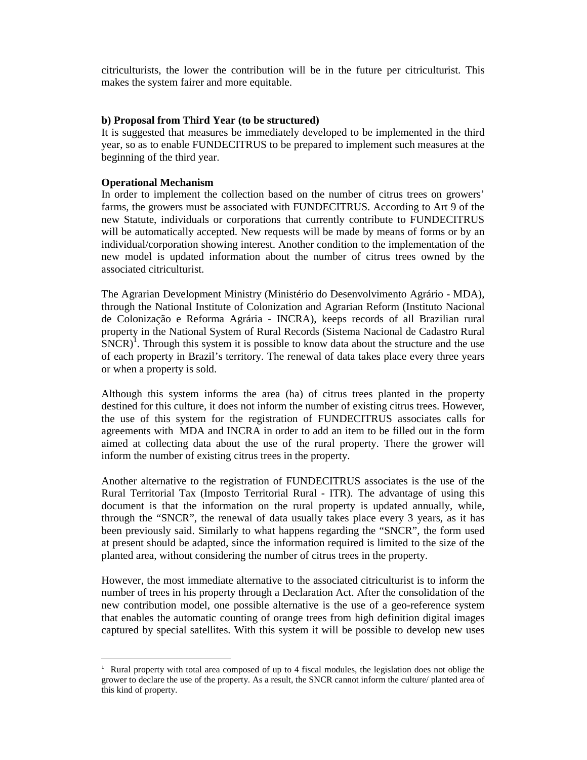citriculturists, the lower the contribution will be in the future per citriculturist. This makes the system fairer and more equitable.

**b) Proposal from Third Year (to be structured)**

It is suggested that measures be immediately developed to be implemented in the third year, so as to enable FUNDECITRUS to be prepared to implement such measures at the beginning of the third year.

**Operational Mechanism**

In order to implement the collection based on the number of citrus trees on growers' farms, the growers must be associated with FUNDECITRUS. According to Art 9 of the new Statute, individuals or corporations that currently contribute to FUNDECITRUS will be automatically accepted. New requests will be made by means of forms or by an individual/corporation showing interest. Another condition to the implementation of the new model is updated information about the number of citrus trees owned by the associated citriculturist.

The Agrarian Development Ministry (Ministério do Desenvolvimento Agrário - MDA), through the National Institute of Colonization and Agrarian Reform (Instituto Nacional de Colonização e Reforma Agrária - INCRA), keeps records of all Brazilian rural property in the National System of Rural Records (Sistema Nacional de Cadastro Rural SNCR)[1]. Through this system it is possible to know data about the structure and the use of each property in Brazil's territory. The renewal of data takes place every three years or when a property is sold.

Although this system informs the area (ha) of citrus trees planted in the property destined for this culture, it does not inform the number of existing citrus trees. However, the use of this system for the registration of FUNDECITRUS associates calls for agreements with MDA and INCRA in order to add an item to be filled out in the form aimed at collecting data about the use of the rural property. There the grower will inform the number of existing citrus trees in the property.

Another alternative to the registration of FUNDECITRUS associates is the use of the Rural Territorial Tax (Imposto Territorial Rural - ITR). The advantage of using this document is that the information on the rural property is updated annually, while, through the "SNCR", the renewal of data usually takes place every 3 years, as it has been previously said. Similarly to what happens regarding the "SNCR", the form used at present should be adapted, since the information required is limited to the size of the planted area, without considering the number of citrus trees in the property.

However, the most immediate alternative to the associated citriculturist is to inform the number of trees in his property through a Declaration Act. After the consolidation of the new contribution model, one possible alternative is the use of a geo-reference system that enables the automatic counting of orange trees from high definition digital images captured by special satellites. With this system it will be possible to develop new uses

---

[1] Rural property with total area composed of up to 4 fiscal modules, the legislation does not oblige the grower to declare the use of the property. As a result, the SNCR cannot inform the culture/ planted area of this kind of property.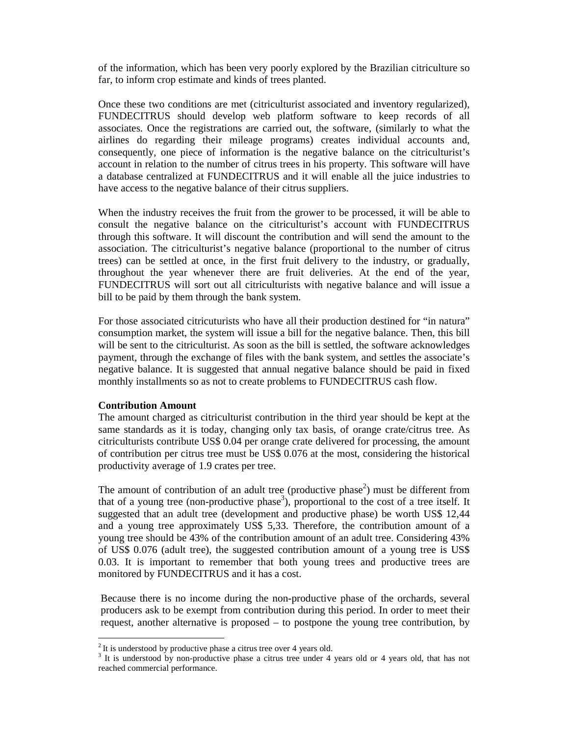of the information, which has been very poorly explored by the Brazilian citriculture so far, to inform crop estimate and kinds of trees planted.

Once these two conditions are met (citriculturist associated and inventory regularized), FUNDECITRUS should develop web platform software to keep records of all associates. Once the registrations are carried out, the software, (similarly to what the airlines do regarding their mileage programs) creates individual accounts and, consequently, one piece of information is the negative balance on the citriculturist's account in relation to the number of citrus trees in his property. This software will have a database centralized at FUNDECITRUS and it will enable all the juice industries to have access to the negative balance of their citrus suppliers.

When the industry receives the fruit from the grower to be processed, it will be able to consult the negative balance on the citriculturist's account with FUNDECITRUS through this software. It will discount the contribution and will send the amount to the association. The citriculturist's negative balance (proportional to the number of citrus trees) can be settled at once, in the first fruit delivery to the industry, or gradually, throughout the year whenever there are fruit deliveries. At the end of the year, FUNDECITRUS will sort out all citriculturists with negative balance and will issue a bill to be paid by them through the bank system.

For those associated citricuturists who have all their production destined for "in natura" consumption market, the system will issue a bill for the negative balance. Then, this bill will be sent to the citriculturist. As soon as the bill is settled, the software acknowledges payment, through the exchange of files with the bank system, and settles the associate's negative balance. It is suggested that annual negative balance should be paid in fixed monthly installments so as not to create problems to FUNDECITRUS cash flow.

**Contribution Amount**

The amount charged as citriculturist contribution in the third year should be kept at the same standards as it is today, changing only tax basis, of orange crate/citrus tree. As citriculturists contribute US$ 0.04 per orange crate delivered for processing, the amount of contribution per citrus tree must be US$ 0.076 at the most, considering the historical productivity average of 1.9 crates per tree.

The amount of contribution of an adult tree (productive phase[2]) must be different from that of a young tree (non-productive phase[3]), proportional to the cost of a tree itself. It suggested that an adult tree (development and productive phase) be worth US$ 12,44 and a young tree approximately US$ 5,33. Therefore, the contribution amount of a young tree should be 43% of the contribution amount of an adult tree. Considering 43% of US$ 0.076 (adult tree), the suggested contribution amount of a young tree is US$ 0.03. It is important to remember that both young trees and productive trees are monitored by FUNDECITRUS and it has a cost.

Because there is no income during the non-productive phase of the orchards, several producers ask to be exempt from contribution during this period. In order to meet their request, another alternative is proposed – to postpone the young tree contribution, by

---

[2] It is understood by productive phase a citrus tree over 4 years old.

[3] It is understood by non-productive phase a citrus tree under 4 years old or 4 years old, that has not reached commercial performance.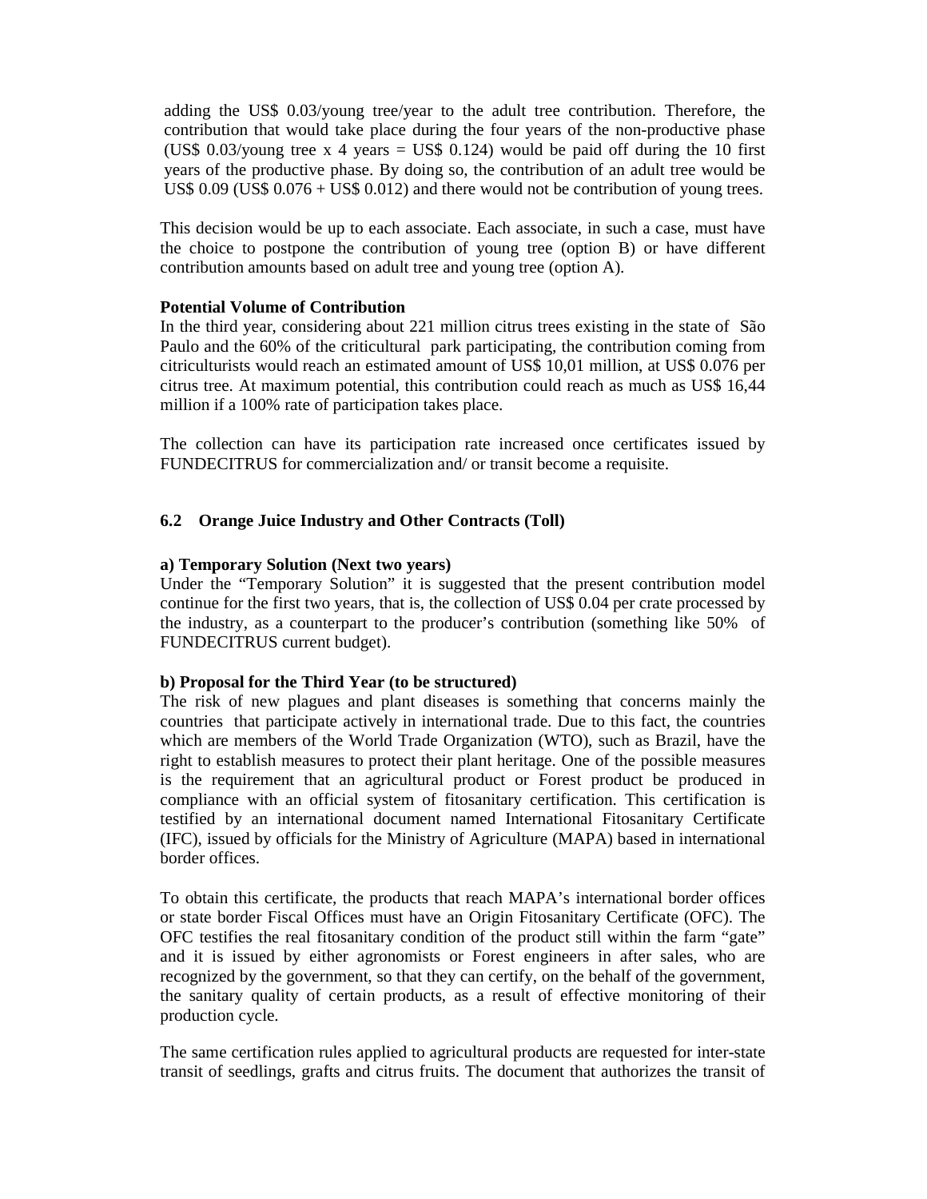adding the US$ 0.03/young tree/year to the adult tree contribution. Therefore, the contribution that would take place during the four years of the non-productive phase (US$ 0.03/young tree x 4 years = US$ 0.124) would be paid off during the 10 first years of the productive phase. By doing so, the contribution of an adult tree would be US$ 0.09 (US$ 0.076 + US$ 0.012) and there would not be contribution of young trees.

This decision would be up to each associate. Each associate, in such a case, must have the choice to postpone the contribution of young tree (option B) or have different contribution amounts based on adult tree and young tree (option A).

**Potential Volume of Contribution**

In the third year, considering about 221 million citrus trees existing in the state of São Paulo and the 60% of the criticultural park participating, the contribution coming from citriculturists would reach an estimated amount of US$ 10,01 million, at US$ 0.076 per citrus tree. At maximum potential, this contribution could reach as much as US$ 16,44 million if a 100% rate of participation takes place.

The collection can have its participation rate increased once certificates issued by FUNDECITRUS for commercialization and/ or transit become a requisite.

### 6.2 Orange Juice Industry and Other Contracts (Toll)

**a) Temporary Solution (Next two years)**

Under the "Temporary Solution" it is suggested that the present contribution model continue for the first two years, that is, the collection of US$ 0.04 per crate processed by the industry, as a counterpart to the producer's contribution (something like 50% of FUNDECITRUS current budget).

**b) Proposal for the Third Year (to be structured)**

The risk of new plagues and plant diseases is something that concerns mainly the countries that participate actively in international trade. Due to this fact, the countries which are members of the World Trade Organization (WTO), such as Brazil, have the right to establish measures to protect their plant heritage. One of the possible measures is the requirement that an agricultural product or Forest product be produced in compliance with an official system of fitosanitary certification. This certification is testified by an international document named International Fitosanitary Certificate (IFC), issued by officials for the Ministry of Agriculture (MAPA) based in international border offices.

To obtain this certificate, the products that reach MAPA's international border offices or state border Fiscal Offices must have an Origin Fitosanitary Certificate (OFC). The OFC testifies the real fitosanitary condition of the product still within the farm "gate" and it is issued by either agronomists or Forest engineers in after sales, who are recognized by the government, so that they can certify, on the behalf of the government, the sanitary quality of certain products, as a result of effective monitoring of their production cycle.

The same certification rules applied to agricultural products are requested for inter-state transit of seedlings, grafts and citrus fruits. The document that authorizes the transit of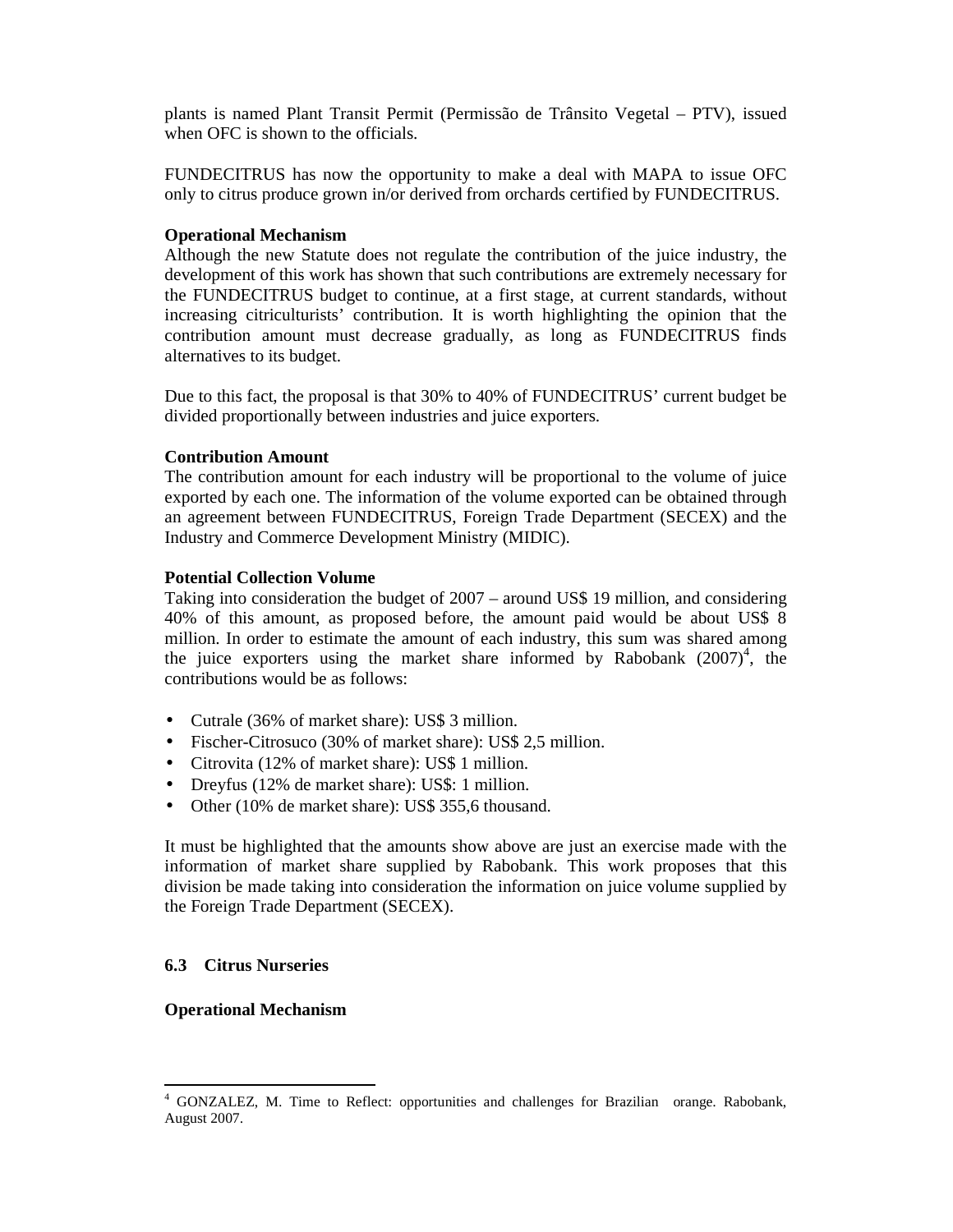plants is named Plant Transit Permit (Permissão de Trânsito Vegetal – PTV), issued when OFC is shown to the officials.

FUNDECITRUS has now the opportunity to make a deal with MAPA to issue OFC only to citrus produce grown in/or derived from orchards certified by FUNDECITRUS.

**Operational Mechanism**

Although the new Statute does not regulate the contribution of the juice industry, the development of this work has shown that such contributions are extremely necessary for the FUNDECITRUS budget to continue, at a first stage, at current standards, without increasing citriculturists' contribution. It is worth highlighting the opinion that the contribution amount must decrease gradually, as long as FUNDECITRUS finds alternatives to its budget.

Due to this fact, the proposal is that 30% to 40% of FUNDECITRUS' current budget be divided proportionally between industries and juice exporters.

**Contribution Amount**

The contribution amount for each industry will be proportional to the volume of juice exported by each one. The information of the volume exported can be obtained through an agreement between FUNDECITRUS, Foreign Trade Department (SECEX) and the Industry and Commerce Development Ministry (MIDIC).

**Potential Collection Volume**

Taking into consideration the budget of 2007 – around US$ 19 million, and considering 40% of this amount, as proposed before, the amount paid would be about US$ 8 million. In order to estimate the amount of each industry, this sum was shared among the juice exporters using the market share informed by Rabobank (2007)[4], the contributions would be as follows:

- Cutrale (36% of market share): US$ 3 million.
- Fischer-Citrosuco (30% of market share): US$ 2,5 million.
- Citrovita (12% of market share): US$ 1 million.
- Dreyfus (12% de market share): US$: 1 million.
- Other (10% de market share): US$ 355,6 thousand.

It must be highlighted that the amounts show above are just an exercise made with the information of market share supplied by Rabobank. This work proposes that this division be made taking into consideration the information on juice volume supplied by the Foreign Trade Department (SECEX).

## 6.3 Citrus Nurseries

**Operational Mechanism**

[4] GONZALEZ, M. Time to Reflect: opportunities and challenges for Brazilian orange. Rabobank, August 2007.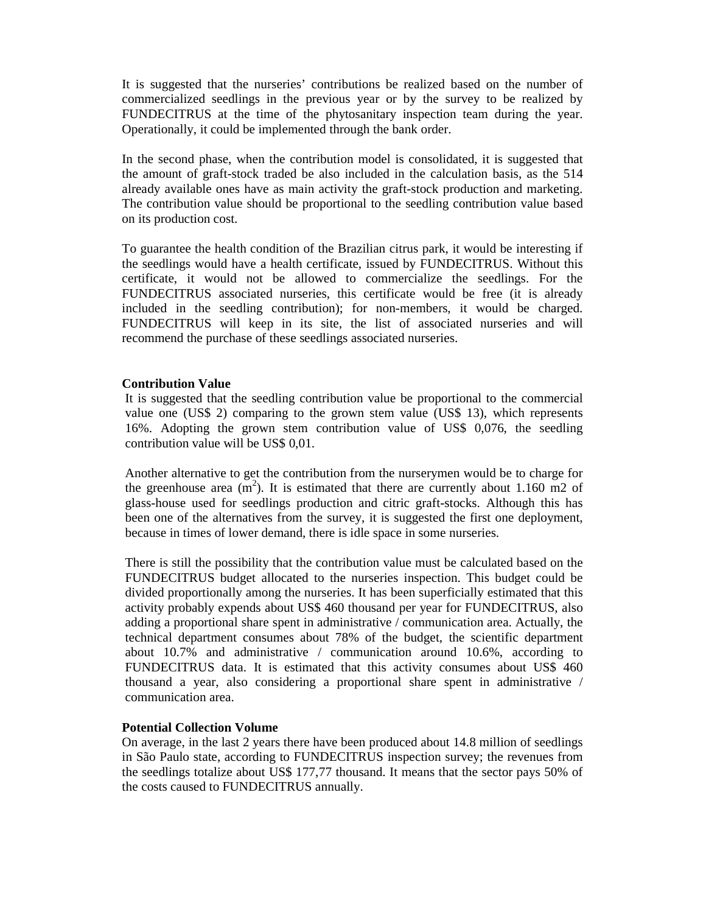It is suggested that the nurseries' contributions be realized based on the number of commercialized seedlings in the previous year or by the survey to be realized by FUNDECITRUS at the time of the phytosanitary inspection team during the year. Operationally, it could be implemented through the bank order.

In the second phase, when the contribution model is consolidated, it is suggested that the amount of graft-stock traded be also included in the calculation basis, as the 514 already available ones have as main activity the graft-stock production and marketing. The contribution value should be proportional to the seedling contribution value based on its production cost.

To guarantee the health condition of the Brazilian citrus park, it would be interesting if the seedlings would have a health certificate, issued by FUNDECITRUS. Without this certificate, it would not be allowed to commercialize the seedlings. For the FUNDECITRUS associated nurseries, this certificate would be free (it is already included in the seedling contribution); for non-members, it would be charged. FUNDECITRUS will keep in its site, the list of associated nurseries and will recommend the purchase of these seedlings associated nurseries.

**Contribution Value**

It is suggested that the seedling contribution value be proportional to the commercial value one (US$ 2) comparing to the grown stem value (US$ 13), which represents 16%. Adopting the grown stem contribution value of US$ 0,076, the seedling contribution value will be US$ 0,01.

Another alternative to get the contribution from the nurserymen would be to charge for the greenhouse area ($m^2$). It is estimated that there are currently about 1.160 m2 of glass-house used for seedlings production and citric graft-stocks. Although this has been one of the alternatives from the survey, it is suggested the first one deployment, because in times of lower demand, there is idle space in some nurseries.

There is still the possibility that the contribution value must be calculated based on the FUNDECITRUS budget allocated to the nurseries inspection. This budget could be divided proportionally among the nurseries. It has been superficially estimated that this activity probably expends about US$ 460 thousand per year for FUNDECITRUS, also adding a proportional share spent in administrative / communication area. Actually, the technical department consumes about 78% of the budget, the scientific department about 10.7% and administrative / communication around 10.6%, according to FUNDECITRUS data. It is estimated that this activity consumes about US$ 460 thousand a year, also considering a proportional share spent in administrative / communication area.

**Potential Collection Volume**

On average, in the last 2 years there have been produced about 14.8 million of seedlings in São Paulo state, according to FUNDECITRUS inspection survey; the revenues from the seedlings totalize about US$ 177,77 thousand. It means that the sector pays 50% of the costs caused to FUNDECITRUS annually.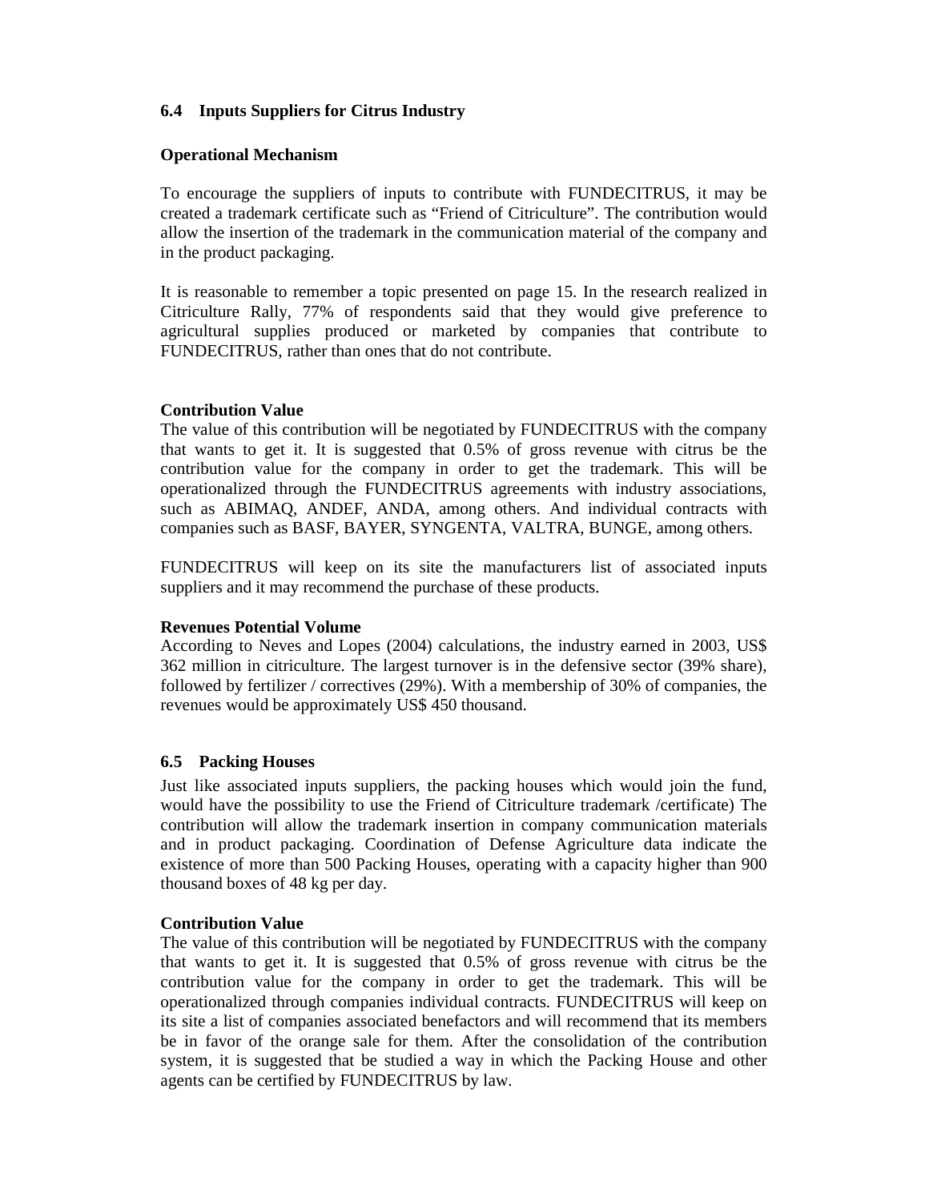## 6.4 Inputs Suppliers for Citrus Industry

**Operational Mechanism**

To encourage the suppliers of inputs to contribute with FUNDECITRUS, it may be created a trademark certificate such as "Friend of Citriculture". The contribution would allow the insertion of the trademark in the communication material of the company and in the product packaging.

It is reasonable to remember a topic presented on page 15. In the research realized in Citriculture Rally, 77% of respondents said that they would give preference to agricultural supplies produced or marketed by companies that contribute to FUNDECITRUS, rather than ones that do not contribute.

**Contribution Value**

The value of this contribution will be negotiated by FUNDECITRUS with the company that wants to get it. It is suggested that 0.5% of gross revenue with citrus be the contribution value for the company in order to get the trademark. This will be operationalized through the FUNDECITRUS agreements with industry associations, such as ABIMAQ, ANDEF, ANDA, among others. And individual contracts with companies such as BASF, BAYER, SYNGENTA, VALTRA, BUNGE, among others.

FUNDECITRUS will keep on its site the manufacturers list of associated inputs suppliers and it may recommend the purchase of these products.

**Revenues Potential Volume**

According to Neves and Lopes (2004) calculations, the industry earned in 2003, US$ 362 million in citriculture. The largest turnover is in the defensive sector (39% share), followed by fertilizer / correctives (29%). With a membership of 30% of companies, the revenues would be approximately US$ 450 thousand.

## 6.5 Packing Houses

Just like associated inputs suppliers, the packing houses which would join the fund, would have the possibility to use the Friend of Citriculture trademark /certificate) The contribution will allow the trademark insertion in company communication materials and in product packaging. Coordination of Defense Agriculture data indicate the existence of more than 500 Packing Houses, operating with a capacity higher than 900 thousand boxes of 48 kg per day.

**Contribution Value**

The value of this contribution will be negotiated by FUNDECITRUS with the company that wants to get it. It is suggested that 0.5% of gross revenue with citrus be the contribution value for the company in order to get the trademark. This will be operationalized through companies individual contracts. FUNDECITRUS will keep on its site a list of companies associated benefactors and will recommend that its members be in favor of the orange sale for them. After the consolidation of the contribution system, it is suggested that be studied a way in which the Packing House and other agents can be certified by FUNDECITRUS by law.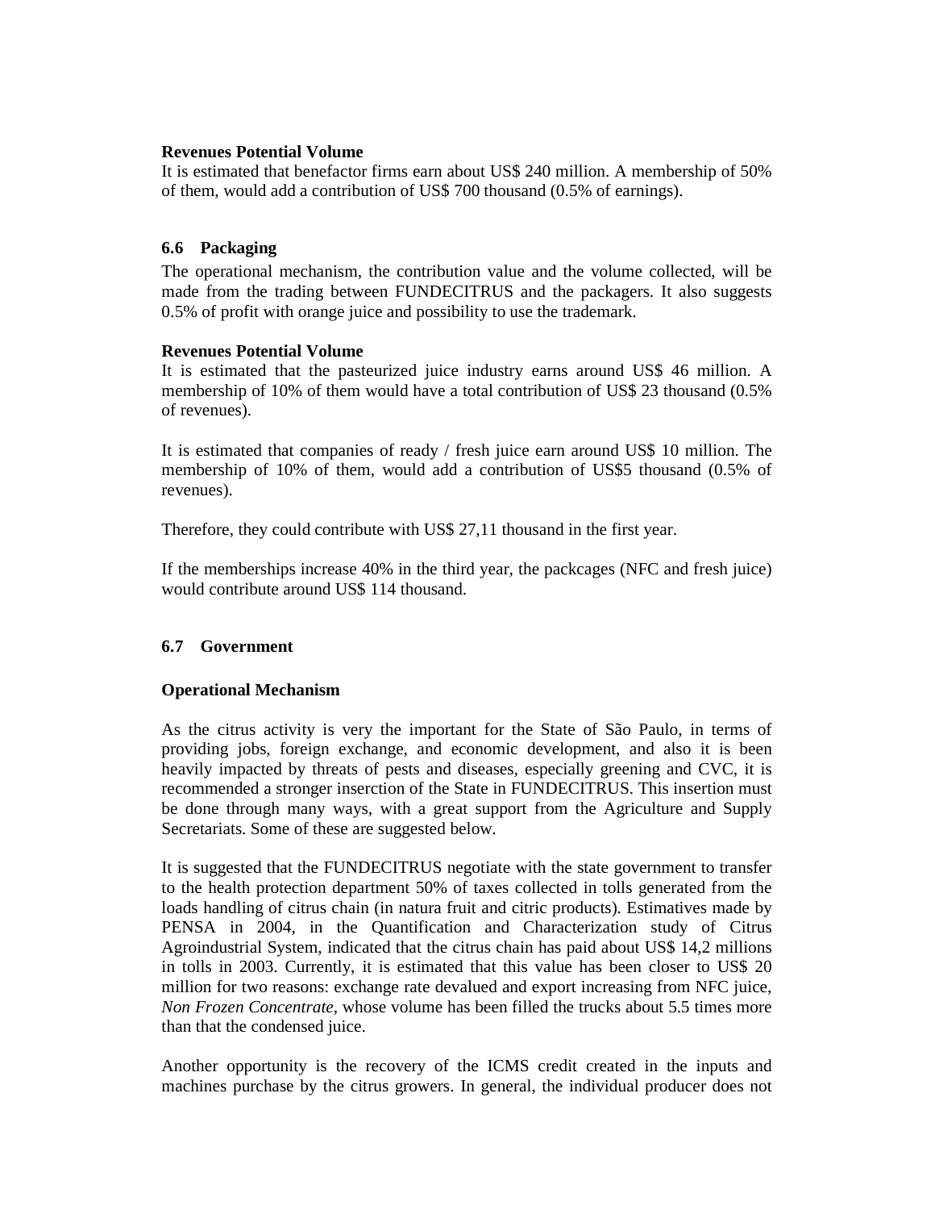**Revenues Potential Volume**
It is estimated that benefactor firms earn about US$ 240 million. A membership of 50% of them, would add a contribution of US$ 700 thousand (0.5% of earnings).

## 6.6 Packaging

The operational mechanism, the contribution value and the volume collected, will be made from the trading between FUNDECITRUS and the packagers. It also suggests 0.5% of profit with orange juice and possibility to use the trademark.

**Revenues Potential Volume**
It is estimated that the pasteurized juice industry earns around US$ 46 million. A membership of 10% of them would have a total contribution of US$ 23 thousand (0.5% of revenues).

It is estimated that companies of ready / fresh juice earn around US$ 10 million. The membership of 10% of them, would add a contribution of US$5 thousand (0.5% of revenues).

Therefore, they could contribute with US$ 27,11 thousand in the first year.

If the memberships increase 40% in the third year, the packcages (NFC and fresh juice) would contribute around US$ 114 thousand.

## 6.7 Government

**Operational Mechanism**

As the citrus activity is very the important for the State of São Paulo, in terms of providing jobs, foreign exchange, and economic development, and also it is been heavily impacted by threats of pests and diseases, especially greening and CVC, it is recommended a stronger inserction of the State in FUNDECITRUS. This insertion must be done through many ways, with a great support from the Agriculture and Supply Secretariats. Some of these are suggested below.

It is suggested that the FUNDECITRUS negotiate with the state government to transfer to the health protection department 50% of taxes collected in tolls generated from the loads handling of citrus chain (in natura fruit and citric products). Estimatives made by PENSA in 2004, in the Quantification and Characterization study of Citrus Agroindustrial System, indicated that the citrus chain has paid about US$ 14,2 millions in tolls in 2003. Currently, it is estimated that this value has been closer to US$ 20 million for two reasons: exchange rate devalued and export increasing from NFC juice, *Non Frozen Concentrate*, whose volume has been filled the trucks about 5.5 times more than that the condensed juice.

Another opportunity is the recovery of the ICMS credit created in the inputs and machines purchase by the citrus growers. In general, the individual producer does not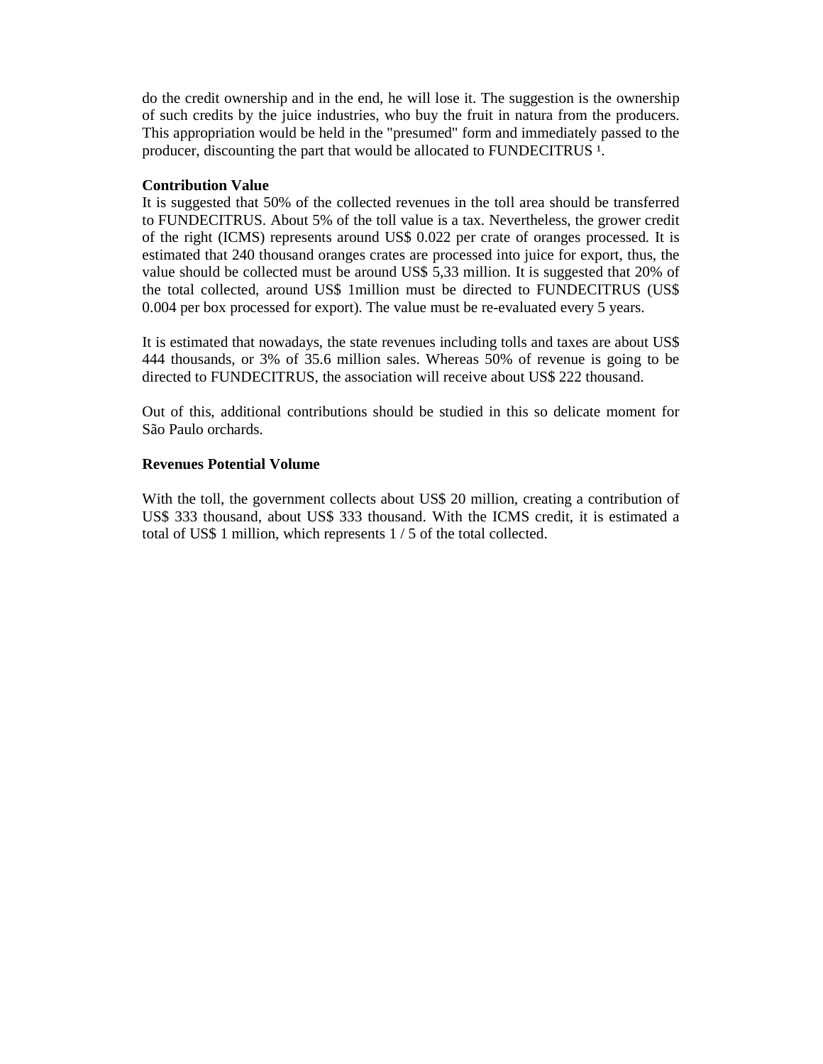do the credit ownership and in the end, he will lose it. The suggestion is the ownership of such credits by the juice industries, who buy the fruit in natura from the producers. This appropriation would be held in the "presumed" form and immediately passed to the producer, discounting the part that would be allocated to FUNDECITRUS [1].

**Contribution Value**

It is suggested that 50% of the collected revenues in the toll area should be transferred to FUNDECITRUS. About 5% of the toll value is a tax. Nevertheless, the grower credit of the right (ICMS) represents around US$ 0.022 per crate of oranges processed. It is estimated that 240 thousand oranges crates are processed into juice for export, thus, the value should be collected must be around US$ 5,33 million. It is suggested that 20% of the total collected, around US$ 1million must be directed to FUNDECITRUS (US$ 0.004 per box processed for export). The value must be re-evaluated every 5 years.

It is estimated that nowadays, the state revenues including tolls and taxes are about US$ 444 thousands, or 3% of 35.6 million sales. Whereas 50% of revenue is going to be directed to FUNDECITRUS, the association will receive about US$ 222 thousand.

Out of this, additional contributions should be studied in this so delicate moment for São Paulo orchards.

**Revenues Potential Volume**

With the toll, the government collects about US$ 20 million, creating a contribution of US$ 333 thousand, about US$ 333 thousand. With the ICMS credit, it is estimated a total of US$ 1 million, which represents 1 / 5 of the total collected.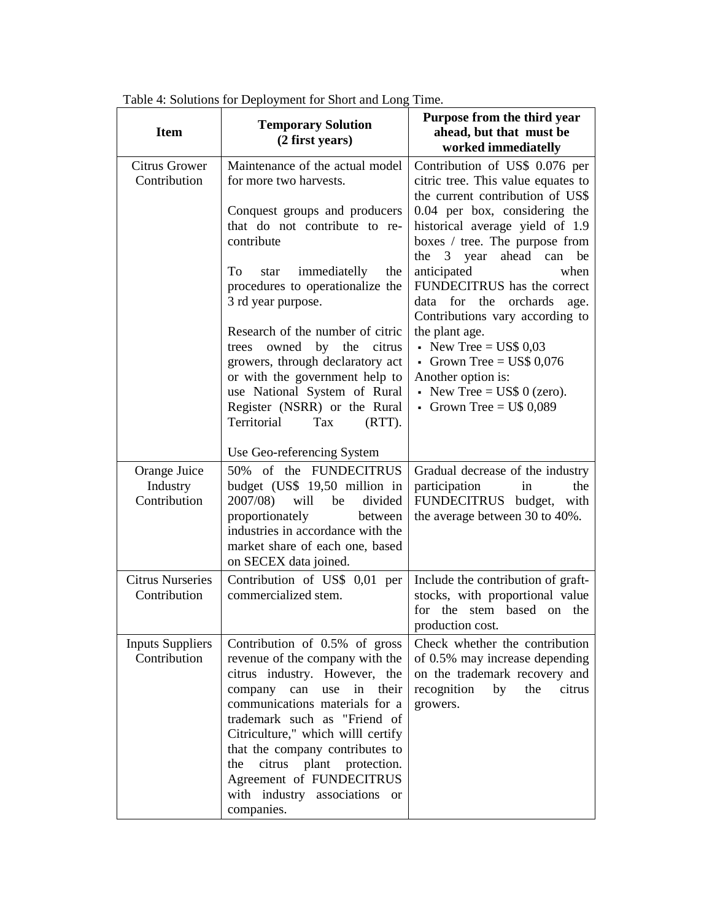Table 4: Solutions for Deployment for Short and Long Time.

| Item | Temporary Solution (2 first years) | Purpose from the third year ahead, but that must be worked immediatelly |
|---|---|---|
| Citrus Grower Contribution | Maintenance of the actual model for more two harvests.<br><br>Conquest groups and producers that do not contribute to re-contribute<br><br>To star immediatelly the procedures to operationalize the 3 rd year purpose.<br><br>Research of the number of citric trees owned by the citrus growers, through declaratory act or with the government help to use National System of Rural Register (NSRR) or the Rural Territorial Tax (RTT).<br><br>Use Geo-referencing System | Contribution of US$ 0.076 per citric tree. This value equates to the current contribution of US$ 0.04 per box, considering the historical average yield of 1.9 boxes / tree. The purpose from the 3 year ahead can be anticipated when FUNDECITRUS has the correct data for the orchards age. Contributions vary according to the plant age.<br>▪ New Tree = US$ 0,03<br>▪ Grown Tree = US$ 0,076<br>Another option is:<br>▪ New Tree = US$ 0 (zero).<br>▪ Grown Tree = U$ 0,089 |
| Orange Juice Industry Contribution | 50% of the FUNDECITRUS budget (US$ 19,50 million in 2007/08) will be divided proportionately between industries in accordance with the market share of each one, based on SECEX data joined. | Gradual decrease of the industry participation in the FUNDECITRUS budget, with the average between 30 to 40%. |
| Citrus Nurseries Contribution | Contribution of US$ 0,01 per commercialized stem. | Include the contribution of graft-stocks, with proportional value for the stem based on the production cost. |
| Inputs Suppliers Contribution | Contribution of 0.5% of gross revenue of the company with the citrus industry. However, the company can use in their communications materials for a trademark such as "Friend of Citriculture," which willl certify that the company contributes to the citrus plant protection. Agreement of FUNDECITRUS with industry associations or companies. | Check whether the contribution of 0.5% may increase depending on the trademark recovery and recognition by the citrus growers. |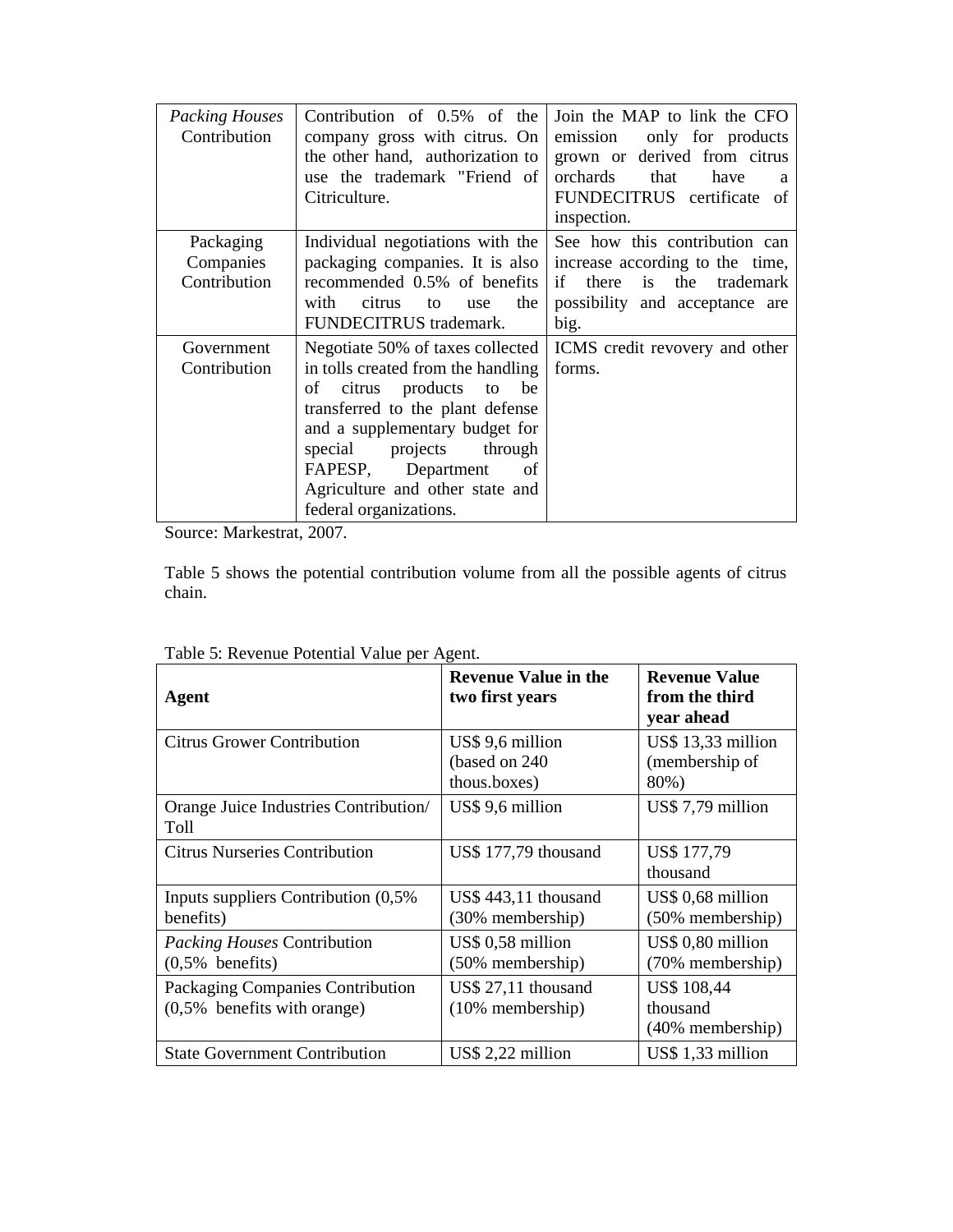| *Packing Houses* Contribution | Contribution of 0.5% of the company gross with citrus. On the other hand, authorization to use the trademark "Friend of Citriculture. | Join the MAP to link the CFO emission only for products grown or derived from citrus orchards that have a FUNDECITRUS certificate of inspection. |
|---|---|---|
| Packaging Companies Contribution | Individual negotiations with the packaging companies. It is also recommended 0.5% of benefits with citrus to use the FUNDECITRUS trademark. | See how this contribution can increase according to the time, if there is the trademark possibility and acceptance are big. |
| Government Contribution | Negotiate 50% of taxes collected in tolls created from the handling of citrus products to be transferred to the plant defense and a supplementary budget for special projects through FAPESP, Department of Agriculture and other state and federal organizations. | ICMS credit revovery and other forms. |

Source: Markestrat, 2007.

Table 5 shows the potential contribution volume from all the possible agents of citrus chain.

Table 5: Revenue Potential Value per Agent.

| **Agent** | **Revenue Value in the two first years** | **Revenue Value from the third year ahead** |
|---|---|---|
| Citrus Grower Contribution | US$ 9,6 million (based on 240 thous.boxes) | US$ 13,33 million (membership of 80%) |
| Orange Juice Industries Contribution/ Toll | US$ 9,6 million | US$ 7,79 million |
| Citrus Nurseries Contribution | US$ 177,79 thousand | US$ 177,79 thousand |
| Inputs suppliers Contribution (0,5% benefits) | US$ 443,11 thousand (30% membership) | US$ 0,68 million (50% membership) |
| *Packing Houses* Contribution (0,5% benefits) | US$ 0,58 million (50% membership) | US$ 0,80 million (70% membership) |
| Packaging Companies Contribution (0,5% benefits with orange) | US$ 27,11 thousand (10% membership) | US$ 108,44 thousand (40% membership) |
| State Government Contribution | US$ 2,22 million | US$ 1,33 million |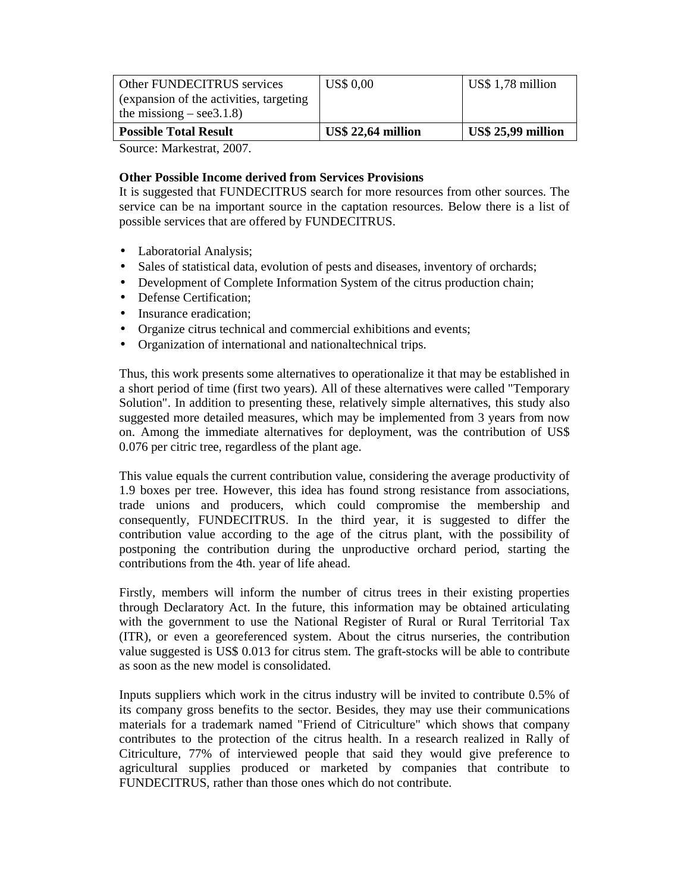| | | |
|---|---|---|
| Other FUNDECITRUS services (expansion of the activities, targeting the missiong – see3.1.8) | US$ 0,00 | US$ 1,78 million |
| **Possible Total Result** | **US$ 22,64 million** | **US$ 25,99 million** |

Source: Markestrat, 2007.

**Other Possible Income derived from Services Provisions**

It is suggested that FUNDECITRUS search for more resources from other sources. The service can be na important source in the captation resources. Below there is a list of possible services that are offered by FUNDECITRUS.

- Laboratorial Analysis;
- Sales of statistical data, evolution of pests and diseases, inventory of orchards;
- Development of Complete Information System of the citrus production chain;
- Defense Certification;
- Insurance eradication;
- Organize citrus technical and commercial exhibitions and events;
- Organization of international and nationaltechnical trips.

Thus, this work presents some alternatives to operationalize it that may be established in a short period of time (first two years). All of these alternatives were called "Temporary Solution". In addition to presenting these, relatively simple alternatives, this study also suggested more detailed measures, which may be implemented from 3 years from now on. Among the immediate alternatives for deployment, was the contribution of US$ 0.076 per citric tree, regardless of the plant age.

This value equals the current contribution value, considering the average productivity of 1.9 boxes per tree. However, this idea has found strong resistance from associations, trade unions and producers, which could compromise the membership and consequently, FUNDECITRUS. In the third year, it is suggested to differ the contribution value according to the age of the citrus plant, with the possibility of postponing the contribution during the unproductive orchard period, starting the contributions from the 4th. year of life ahead.

Firstly, members will inform the number of citrus trees in their existing properties through Declaratory Act. In the future, this information may be obtained articulating with the government to use the National Register of Rural or Rural Territorial Tax (ITR), or even a georeferenced system. About the citrus nurseries, the contribution value suggested is US$ 0.013 for citrus stem. The graft-stocks will be able to contribute as soon as the new model is consolidated.

Inputs suppliers which work in the citrus industry will be invited to contribute 0.5% of its company gross benefits to the sector. Besides, they may use their communications materials for a trademark named "Friend of Citriculture" which shows that company contributes to the protection of the citrus health. In a research realized in Rally of Citriculture, 77% of interviewed people that said they would give preference to agricultural supplies produced or marketed by companies that contribute to FUNDECITRUS, rather than those ones which do not contribute.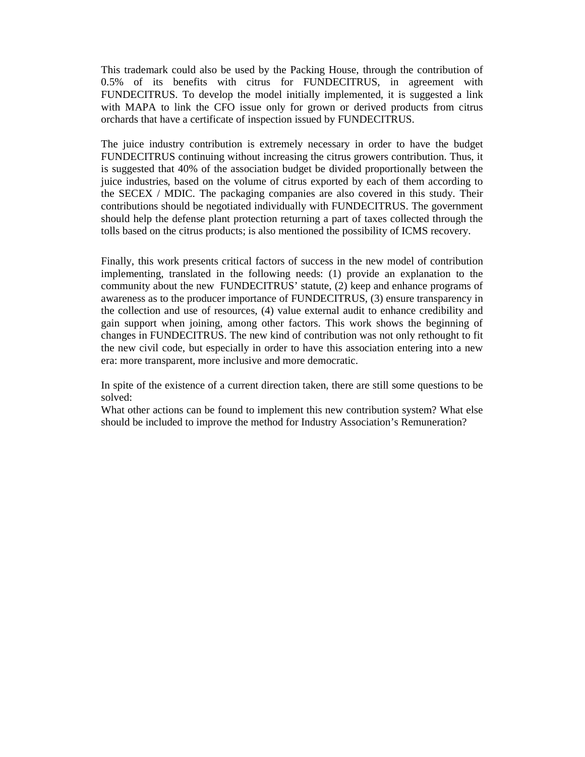This trademark could also be used by the Packing House, through the contribution of 0.5% of its benefits with citrus for FUNDECITRUS, in agreement with FUNDECITRUS. To develop the model initially implemented, it is suggested a link with MAPA to link the CFO issue only for grown or derived products from citrus orchards that have a certificate of inspection issued by FUNDECITRUS.

The juice industry contribution is extremely necessary in order to have the budget FUNDECITRUS continuing without increasing the citrus growers contribution. Thus, it is suggested that 40% of the association budget be divided proportionally between the juice industries, based on the volume of citrus exported by each of them according to the SECEX / MDIC. The packaging companies are also covered in this study. Their contributions should be negotiated individually with FUNDECITRUS. The government should help the defense plant protection returning a part of taxes collected through the tolls based on the citrus products; is also mentioned the possibility of ICMS recovery.

Finally, this work presents critical factors of success in the new model of contribution implementing, translated in the following needs: (1) provide an explanation to the community about the new FUNDECITRUS' statute, (2) keep and enhance programs of awareness as to the producer importance of FUNDECITRUS, (3) ensure transparency in the collection and use of resources, (4) value external audit to enhance credibility and gain support when joining, among other factors. This work shows the beginning of changes in FUNDECITRUS. The new kind of contribution was not only rethought to fit the new civil code, but especially in order to have this association entering into a new era: more transparent, more inclusive and more democratic.

In spite of the existence of a current direction taken, there are still some questions to be solved:
What other actions can be found to implement this new contribution system? What else should be included to improve the method for Industry Association's Remuneration?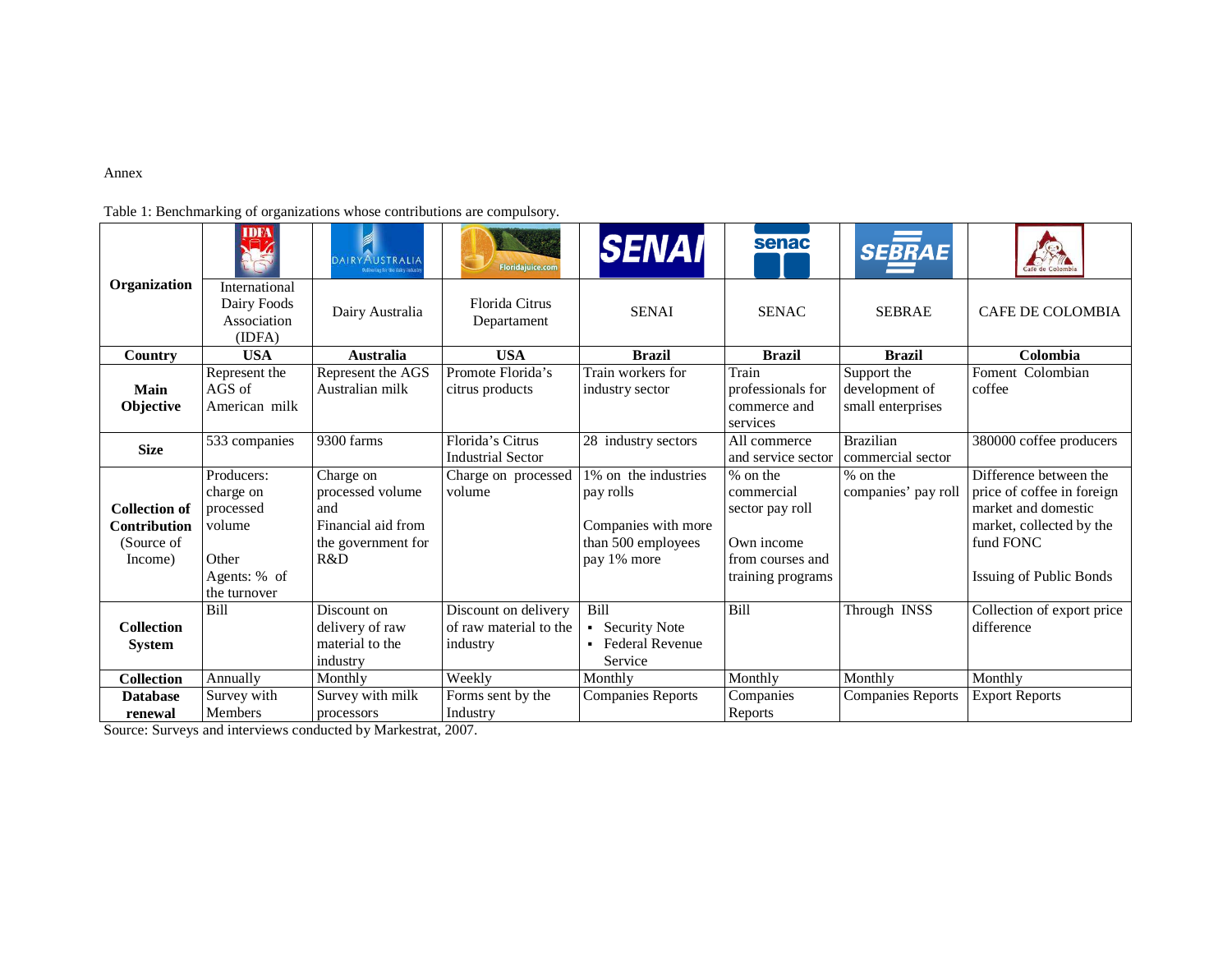Annex

Table 1: Benchmarking of organizations whose contributions are compulsory.

| **Organization** | International Dairy Foods Association (IDFA) | Dairy Australia | Florida Citrus Departament | SENAI | SENAC | SEBRAE | CAFE DE COLOMBIA |
|---|---|---|---|---|---|---|---|
| **Country** | **USA** | **Australia** | **USA** | **Brazil** | **Brazil** | **Brazil** | **Colombia** |
| **Main Objective** | Represent the AGS of American milk | Represent the AGS Australian milk | Promote Florida's citrus products | Train workers for industry sector | Train professionals for commerce and services | Support the development of small enterprises | Foment Colombian coffee |
| **Size** | 533 companies | 9300 farms | Florida's Citrus Industrial Sector | 28 industry sectors | All commerce and service sector | Brazilian commercial sector | 380000 coffee producers |
| **Collection of Contribution** (Source of Income) | Producers: charge on processed volume<br><br>Other Agents: % of the turnover | Charge on processed volume and Financial aid from the government for R&D | Charge on processed volume | 1% on the industries pay rolls<br><br>Companies with more than 500 employees pay 1% more | % on the commercial sector pay roll<br><br>Own income from courses and training programs | % on the companies' pay roll | Difference between the price of coffee in foreign market and domestic market, collected by the fund FONC<br><br>Issuing of Public Bonds |
| **Collection System** | Bill | Discount on delivery of raw material to the industry | Discount on delivery of raw material to the industry | Bill<br>▪ Security Note<br>▪ Federal Revenue Service | Bill | Through INSS | Collection of export price difference |
| **Collection** | Annually | Monthly | Weekly | Monthly | Monthly | Monthly | Monthly |
| **Database renewal** | Survey with Members | Survey with milk processors | Forms sent by the Industry | Companies Reports | Companies Reports | Companies Reports | Export Reports |

Source: Surveys and interviews conducted by Markestrat, 2007.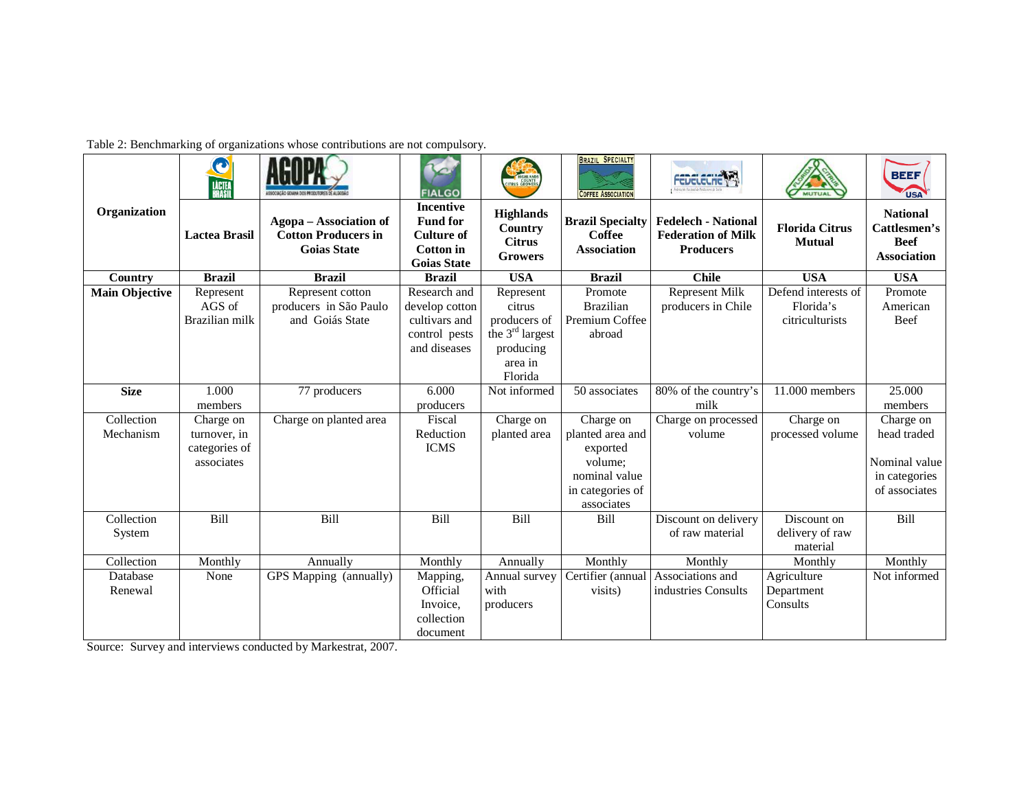Table 2: Benchmarking of organizations whose contributions are not compulsory.

| Organization | Lactea Brasil | Agopa – Association of Cotton Producers in Goias State | Incentive Fund for Culture of Cotton in Goias State | Highlands Country Citrus Growers | Brazil Specialty Coffee Association | Fedelech - National Federation of Milk Producers | Florida Citrus Mutual | National Cattlesmen's Beef Association |
|---|---|---|---|---|---|---|---|---|
| **Country** | **Brazil** | **Brazil** | **Brazil** | **USA** | **Brazil** | **Chile** | **USA** | **USA** |
| **Main Objective** | Represent AGS of Brazilian milk | Represent cotton producers in São Paulo and Goiás State | Research and develop cotton cultivars and control pests and diseases | Represent citrus producers of the 3rd largest producing area in Florida | Promote Brazilian Premium Coffee abroad | Represent Milk producers in Chile | Defend interests of Florida's citriculturists | Promote American Beef |
| **Size** | 1.000 members | 77 producers | 6.000 producers | Not informed | 50 associates | 80% of the country's milk | 11.000 members | 25.000 members |
| Collection Mechanism | Charge on turnover, in categories of associates | Charge on planted area | Fiscal Reduction ICMS | Charge on planted area | Charge on planted area and exported volume; nominal value in categories of associates | Charge on processed volume | Charge on processed volume | Charge on head traded<br><br>Nominal value in categories of associates |
| Collection System | Bill | Bill | Bill | Bill | Bill | Discount on delivery of raw material | Discount on delivery of raw material | Bill |
| Collection | Monthly | Annually | Monthly | Annually | Monthly | Monthly | Monthly | Monthly |
| Database Renewal | None | GPS Mapping (annually) | Mapping, Official Invoice, collection document | Annual survey with producers | Certifier (annual visits) | Associations and industries Consults | Agriculture Department Consults | Not informed |

Source: Survey and interviews conducted by Markestrat, 2007.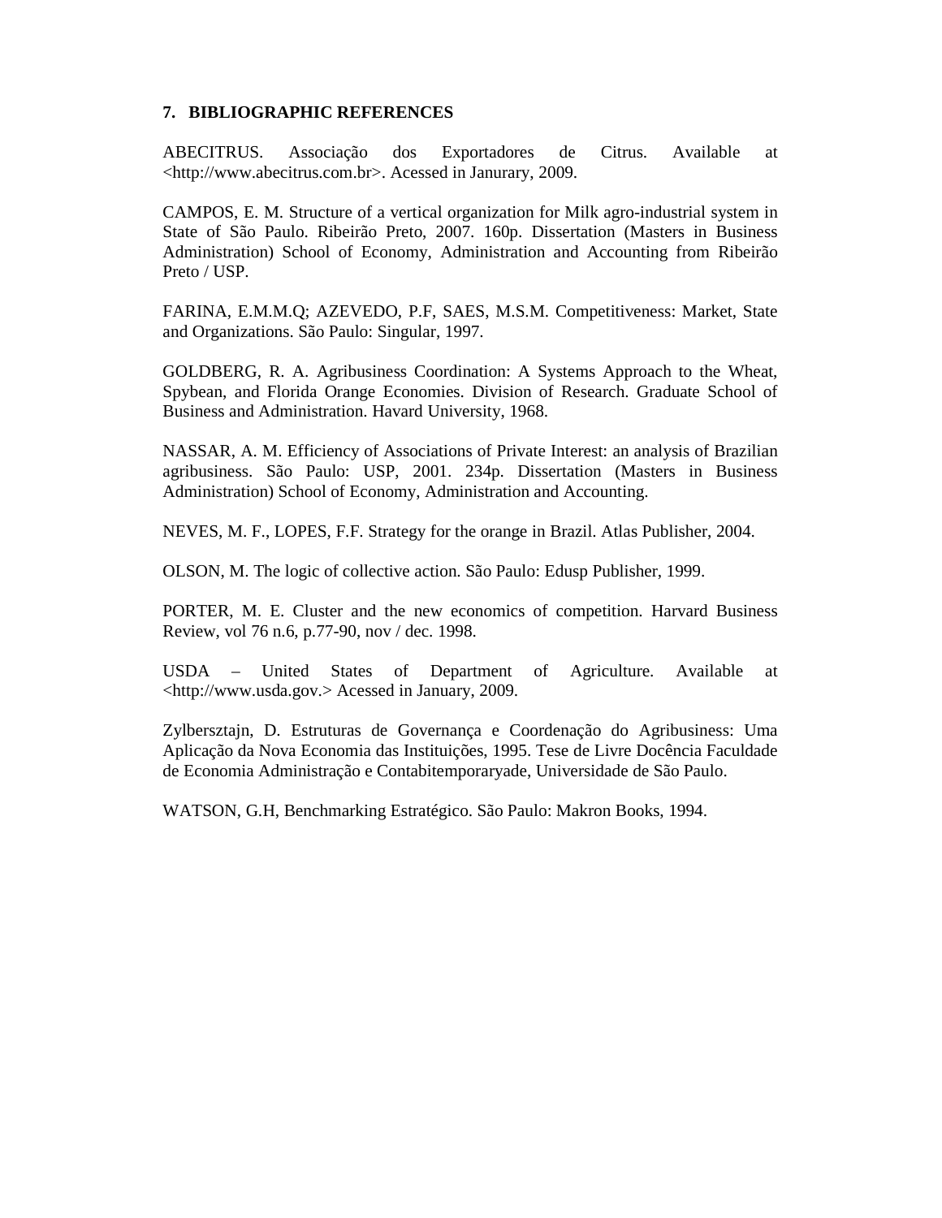## 7. BIBLIOGRAPHIC REFERENCES

ABECITRUS. Associação dos Exportadores de Citrus. Available at <http://www.abecitrus.com.br>. Acessed in Janurary, 2009.

CAMPOS, E. M. Structure of a vertical organization for Milk agro-industrial system in State of São Paulo. Ribeirão Preto, 2007. 160p. Dissertation (Masters in Business Administration) School of Economy, Administration and Accounting from Ribeirão Preto / USP.

FARINA, E.M.M.Q; AZEVEDO, P.F, SAES, M.S.M. Competitiveness: Market, State and Organizations. São Paulo: Singular, 1997.

GOLDBERG, R. A. Agribusiness Coordination: A Systems Approach to the Wheat, Spybean, and Florida Orange Economies. Division of Research. Graduate School of Business and Administration. Havard University, 1968.

NASSAR, A. M. Efficiency of Associations of Private Interest: an analysis of Brazilian agribusiness. São Paulo: USP, 2001. 234p. Dissertation (Masters in Business Administration) School of Economy, Administration and Accounting.

NEVES, M. F., LOPES, F.F. Strategy for the orange in Brazil. Atlas Publisher, 2004.

OLSON, M. The logic of collective action. São Paulo: Edusp Publisher, 1999.

PORTER, M. E. Cluster and the new economics of competition. Harvard Business Review, vol 76 n.6, p.77-90, nov / dec. 1998.

USDA – United States of Department of Agriculture. Available at <http://www.usda.gov.> Acessed in January, 2009.

Zylbersztajn, D. Estruturas de Governança e Coordenação do Agribusiness: Uma Aplicação da Nova Economia das Instituições, 1995. Tese de Livre Docência Faculdade de Economia Administração e Contabitemporaryade, Universidade de São Paulo.

WATSON, G.H, Benchmarking Estratégico. São Paulo: Makron Books, 1994.